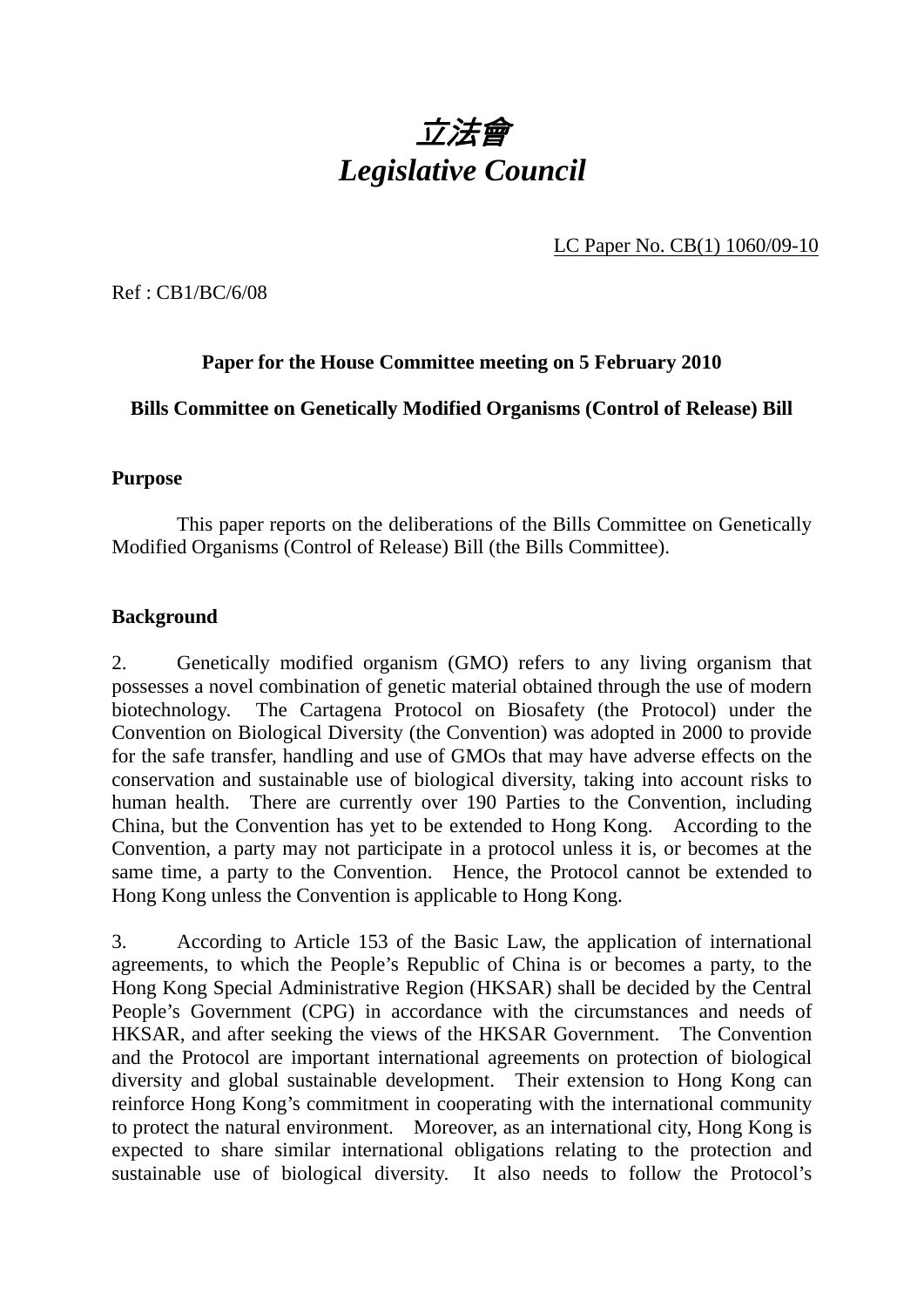# *立法會*
# *Legislative Council*

LC Paper No. CB(1) 1060/09-10

Ref : CB1/BC/6/08

**Paper for the House Committee meeting on 5 February 2010**

**Bills Committee on Genetically Modified Organisms (Control of Release) Bill**

## Purpose

This paper reports on the deliberations of the Bills Committee on Genetically Modified Organisms (Control of Release) Bill (the Bills Committee).

## Background

2. Genetically modified organism (GMO) refers to any living organism that possesses a novel combination of genetic material obtained through the use of modern biotechnology. The Cartagena Protocol on Biosafety (the Protocol) under the Convention on Biological Diversity (the Convention) was adopted in 2000 to provide for the safe transfer, handling and use of GMOs that may have adverse effects on the conservation and sustainable use of biological diversity, taking into account risks to human health. There are currently over 190 Parties to the Convention, including China, but the Convention has yet to be extended to Hong Kong. According to the Convention, a party may not participate in a protocol unless it is, or becomes at the same time, a party to the Convention. Hence, the Protocol cannot be extended to Hong Kong unless the Convention is applicable to Hong Kong.

3. According to Article 153 of the Basic Law, the application of international agreements, to which the People's Republic of China is or becomes a party, to the Hong Kong Special Administrative Region (HKSAR) shall be decided by the Central People's Government (CPG) in accordance with the circumstances and needs of HKSAR, and after seeking the views of the HKSAR Government. The Convention and the Protocol are important international agreements on protection of biological diversity and global sustainable development. Their extension to Hong Kong can reinforce Hong Kong's commitment in cooperating with the international community to protect the natural environment. Moreover, as an international city, Hong Kong is expected to share similar international obligations relating to the protection and sustainable use of biological diversity. It also needs to follow the Protocol's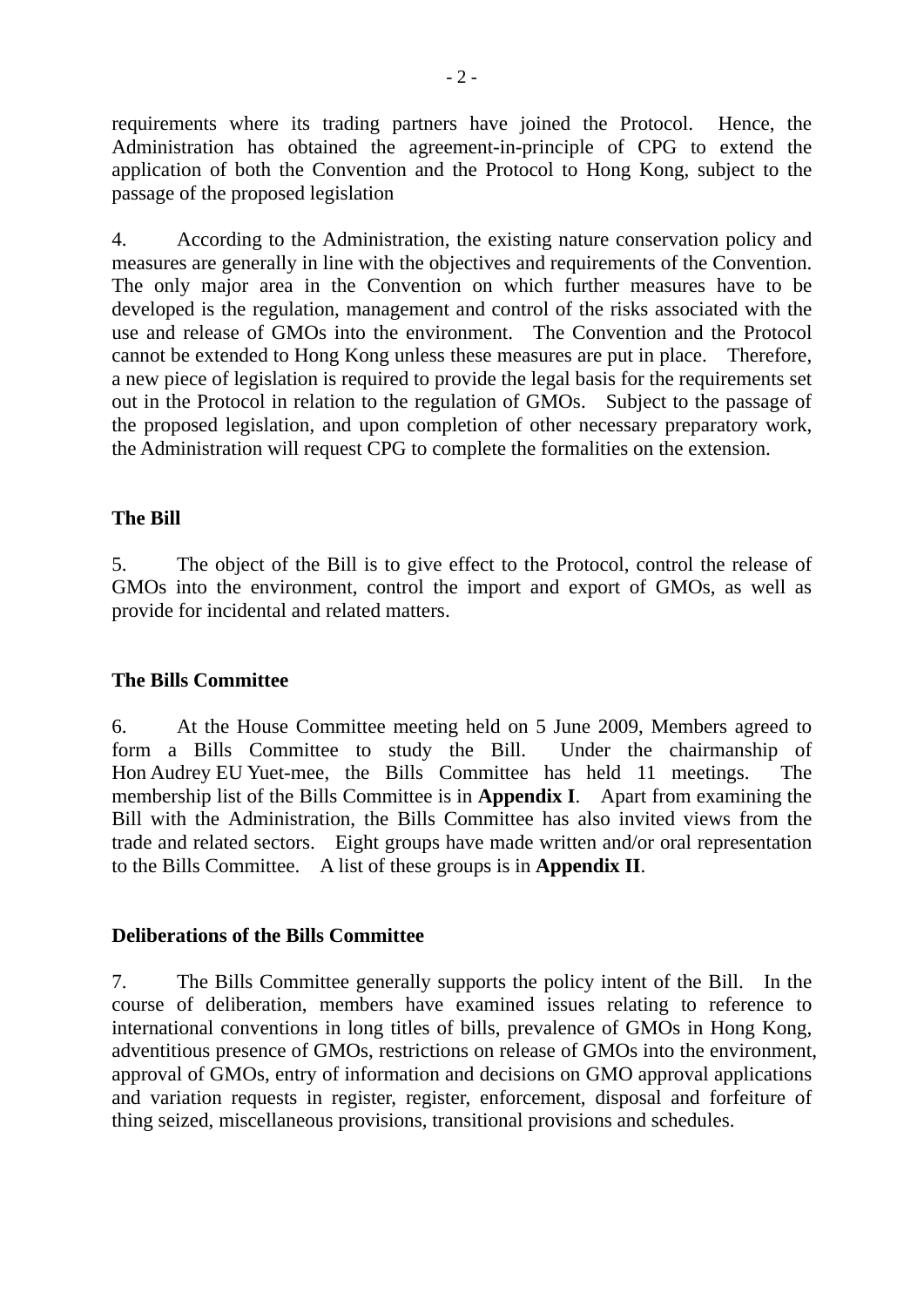requirements where its trading partners have joined the Protocol. Hence, the Administration has obtained the agreement-in-principle of CPG to extend the application of both the Convention and the Protocol to Hong Kong, subject to the passage of the proposed legislation

4. According to the Administration, the existing nature conservation policy and measures are generally in line with the objectives and requirements of the Convention. The only major area in the Convention on which further measures have to be developed is the regulation, management and control of the risks associated with the use and release of GMOs into the environment. The Convention and the Protocol cannot be extended to Hong Kong unless these measures are put in place. Therefore, a new piece of legislation is required to provide the legal basis for the requirements set out in the Protocol in relation to the regulation of GMOs. Subject to the passage of the proposed legislation, and upon completion of other necessary preparatory work, the Administration will request CPG to complete the formalities on the extension.

## The Bill

5. The object of the Bill is to give effect to the Protocol, control the release of GMOs into the environment, control the import and export of GMOs, as well as provide for incidental and related matters.

## The Bills Committee

6. At the House Committee meeting held on 5 June 2009, Members agreed to form a Bills Committee to study the Bill. Under the chairmanship of Hon Audrey EU Yuet-mee, the Bills Committee has held 11 meetings. The membership list of the Bills Committee is in **Appendix I**. Apart from examining the Bill with the Administration, the Bills Committee has also invited views from the trade and related sectors. Eight groups have made written and/or oral representation to the Bills Committee. A list of these groups is in **Appendix II**.

## Deliberations of the Bills Committee

7. The Bills Committee generally supports the policy intent of the Bill. In the course of deliberation, members have examined issues relating to reference to international conventions in long titles of bills, prevalence of GMOs in Hong Kong, adventitious presence of GMOs, restrictions on release of GMOs into the environment, approval of GMOs, entry of information and decisions on GMO approval applications and variation requests in register, register, enforcement, disposal and forfeiture of thing seized, miscellaneous provisions, transitional provisions and schedules.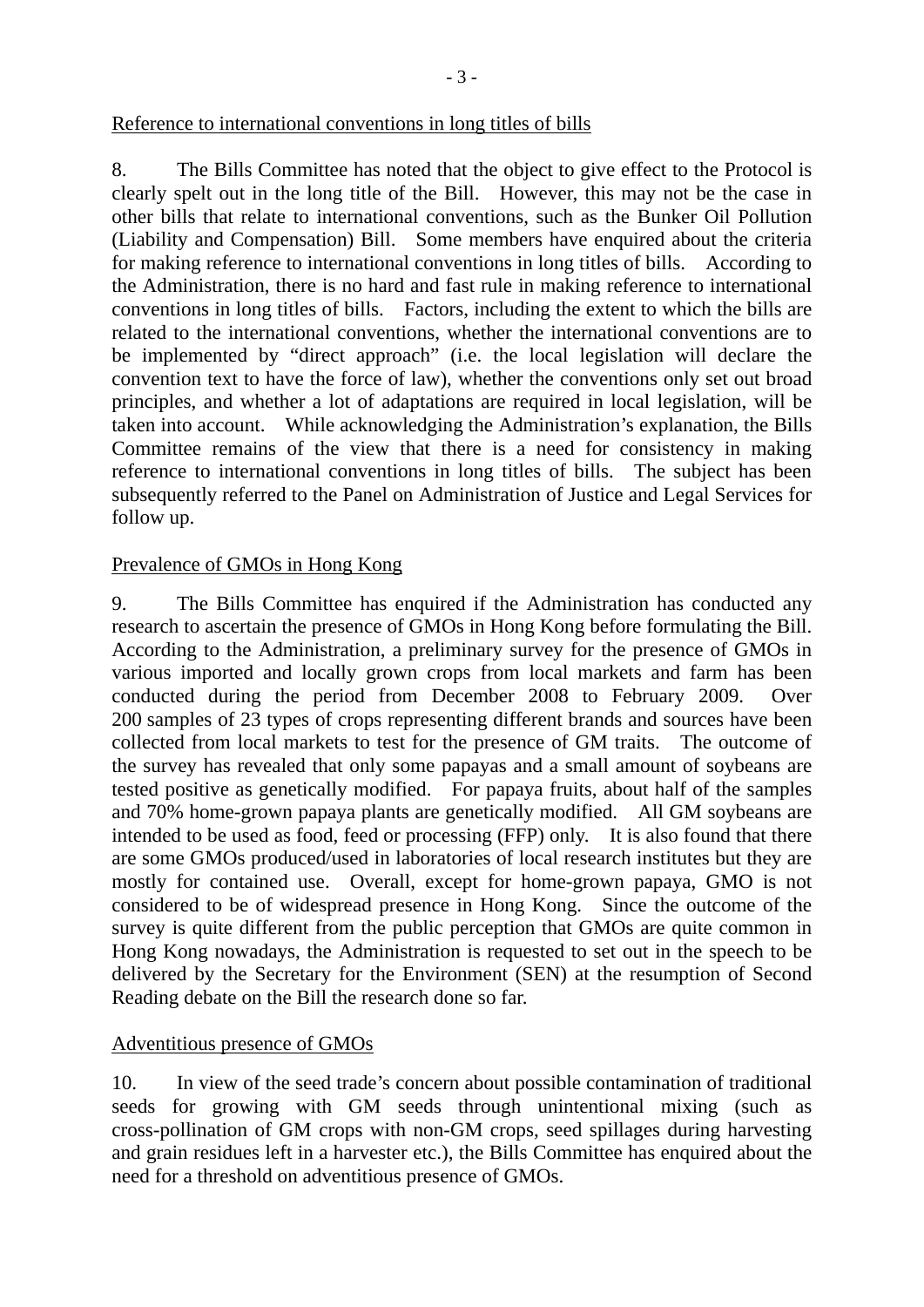Reference to international conventions in long titles of bills

8. The Bills Committee has noted that the object to give effect to the Protocol is clearly spelt out in the long title of the Bill. However, this may not be the case in other bills that relate to international conventions, such as the Bunker Oil Pollution (Liability and Compensation) Bill. Some members have enquired about the criteria for making reference to international conventions in long titles of bills. According to the Administration, there is no hard and fast rule in making reference to international conventions in long titles of bills. Factors, including the extent to which the bills are related to the international conventions, whether the international conventions are to be implemented by "direct approach" (i.e. the local legislation will declare the convention text to have the force of law), whether the conventions only set out broad principles, and whether a lot of adaptations are required in local legislation, will be taken into account. While acknowledging the Administration's explanation, the Bills Committee remains of the view that there is a need for consistency in making reference to international conventions in long titles of bills. The subject has been subsequently referred to the Panel on Administration of Justice and Legal Services for follow up.

Prevalence of GMOs in Hong Kong

9. The Bills Committee has enquired if the Administration has conducted any research to ascertain the presence of GMOs in Hong Kong before formulating the Bill. According to the Administration, a preliminary survey for the presence of GMOs in various imported and locally grown crops from local markets and farm has been conducted during the period from December 2008 to February 2009. Over 200 samples of 23 types of crops representing different brands and sources have been collected from local markets to test for the presence of GM traits. The outcome of the survey has revealed that only some papayas and a small amount of soybeans are tested positive as genetically modified. For papaya fruits, about half of the samples and 70% home-grown papaya plants are genetically modified. All GM soybeans are intended to be used as food, feed or processing (FFP) only. It is also found that there are some GMOs produced/used in laboratories of local research institutes but they are mostly for contained use. Overall, except for home-grown papaya, GMO is not considered to be of widespread presence in Hong Kong. Since the outcome of the survey is quite different from the public perception that GMOs are quite common in Hong Kong nowadays, the Administration is requested to set out in the speech to be delivered by the Secretary for the Environment (SEN) at the resumption of Second Reading debate on the Bill the research done so far.

Adventitious presence of GMOs

10. In view of the seed trade's concern about possible contamination of traditional seeds for growing with GM seeds through unintentional mixing (such as cross-pollination of GM crops with non-GM crops, seed spillages during harvesting and grain residues left in a harvester etc.), the Bills Committee has enquired about the need for a threshold on adventitious presence of GMOs.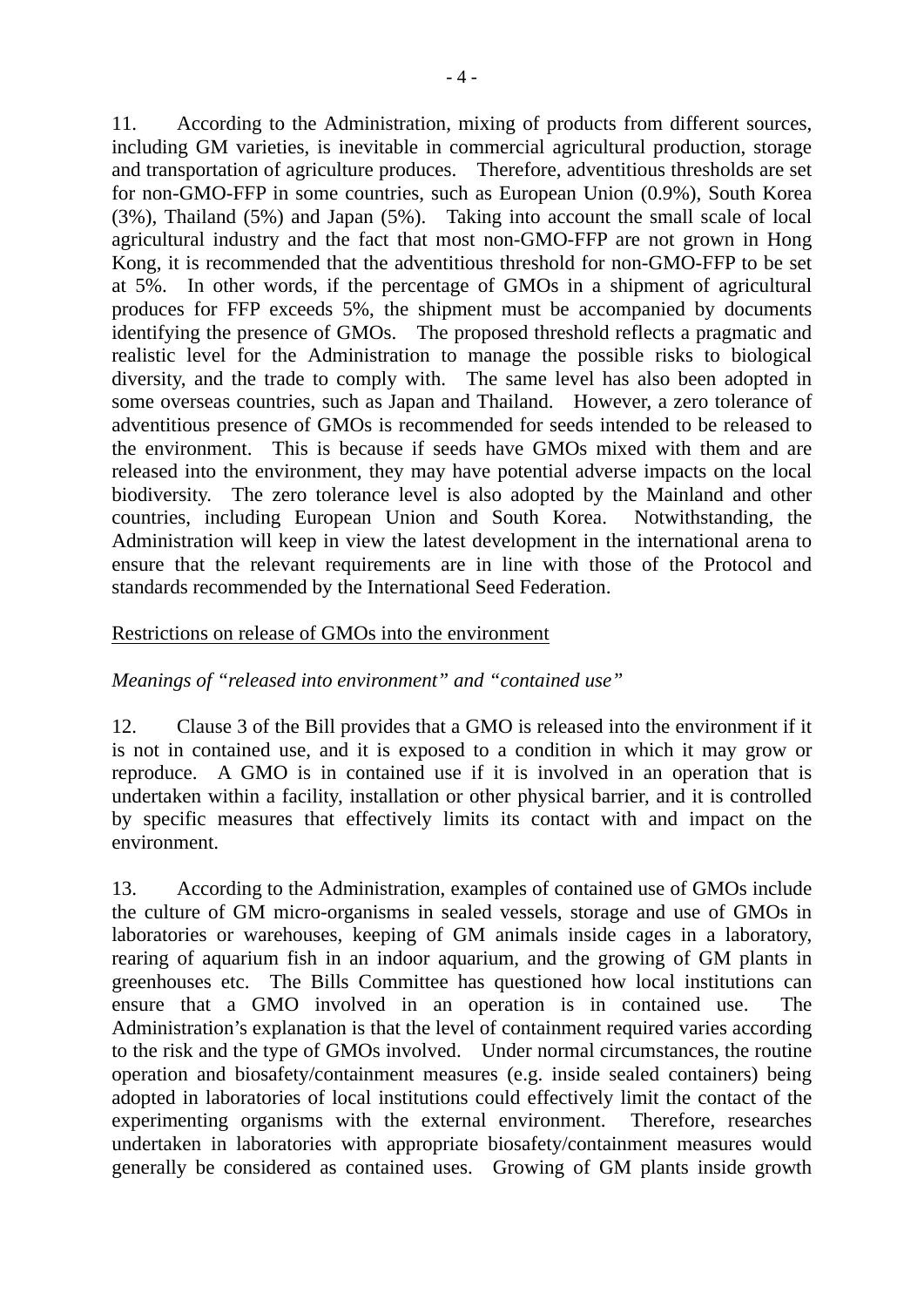11. According to the Administration, mixing of products from different sources, including GM varieties, is inevitable in commercial agricultural production, storage and transportation of agriculture produces. Therefore, adventitious thresholds are set for non-GMO-FFP in some countries, such as European Union (0.9%), South Korea (3%), Thailand (5%) and Japan (5%). Taking into account the small scale of local agricultural industry and the fact that most non-GMO-FFP are not grown in Hong Kong, it is recommended that the adventitious threshold for non-GMO-FFP to be set at 5%. In other words, if the percentage of GMOs in a shipment of agricultural produces for FFP exceeds 5%, the shipment must be accompanied by documents identifying the presence of GMOs. The proposed threshold reflects a pragmatic and realistic level for the Administration to manage the possible risks to biological diversity, and the trade to comply with. The same level has also been adopted in some overseas countries, such as Japan and Thailand. However, a zero tolerance of adventitious presence of GMOs is recommended for seeds intended to be released to the environment. This is because if seeds have GMOs mixed with them and are released into the environment, they may have potential adverse impacts on the local biodiversity. The zero tolerance level is also adopted by the Mainland and other countries, including European Union and South Korea. Notwithstanding, the Administration will keep in view the latest development in the international arena to ensure that the relevant requirements are in line with those of the Protocol and standards recommended by the International Seed Federation.

<u>Restrictions on release of GMOs into the environment</u>

*Meanings of "released into environment" and "contained use"*

12. Clause 3 of the Bill provides that a GMO is released into the environment if it is not in contained use, and it is exposed to a condition in which it may grow or reproduce. A GMO is in contained use if it is involved in an operation that is undertaken within a facility, installation or other physical barrier, and it is controlled by specific measures that effectively limits its contact with and impact on the environment.

13. According to the Administration, examples of contained use of GMOs include the culture of GM micro-organisms in sealed vessels, storage and use of GMOs in laboratories or warehouses, keeping of GM animals inside cages in a laboratory, rearing of aquarium fish in an indoor aquarium, and the growing of GM plants in greenhouses etc. The Bills Committee has questioned how local institutions can ensure that a GMO involved in an operation is in contained use. The Administration's explanation is that the level of containment required varies according to the risk and the type of GMOs involved. Under normal circumstances, the routine operation and biosafety/containment measures (e.g. inside sealed containers) being adopted in laboratories of local institutions could effectively limit the contact of the experimenting organisms with the external environment. Therefore, researches undertaken in laboratories with appropriate biosafety/containment measures would generally be considered as contained uses. Growing of GM plants inside growth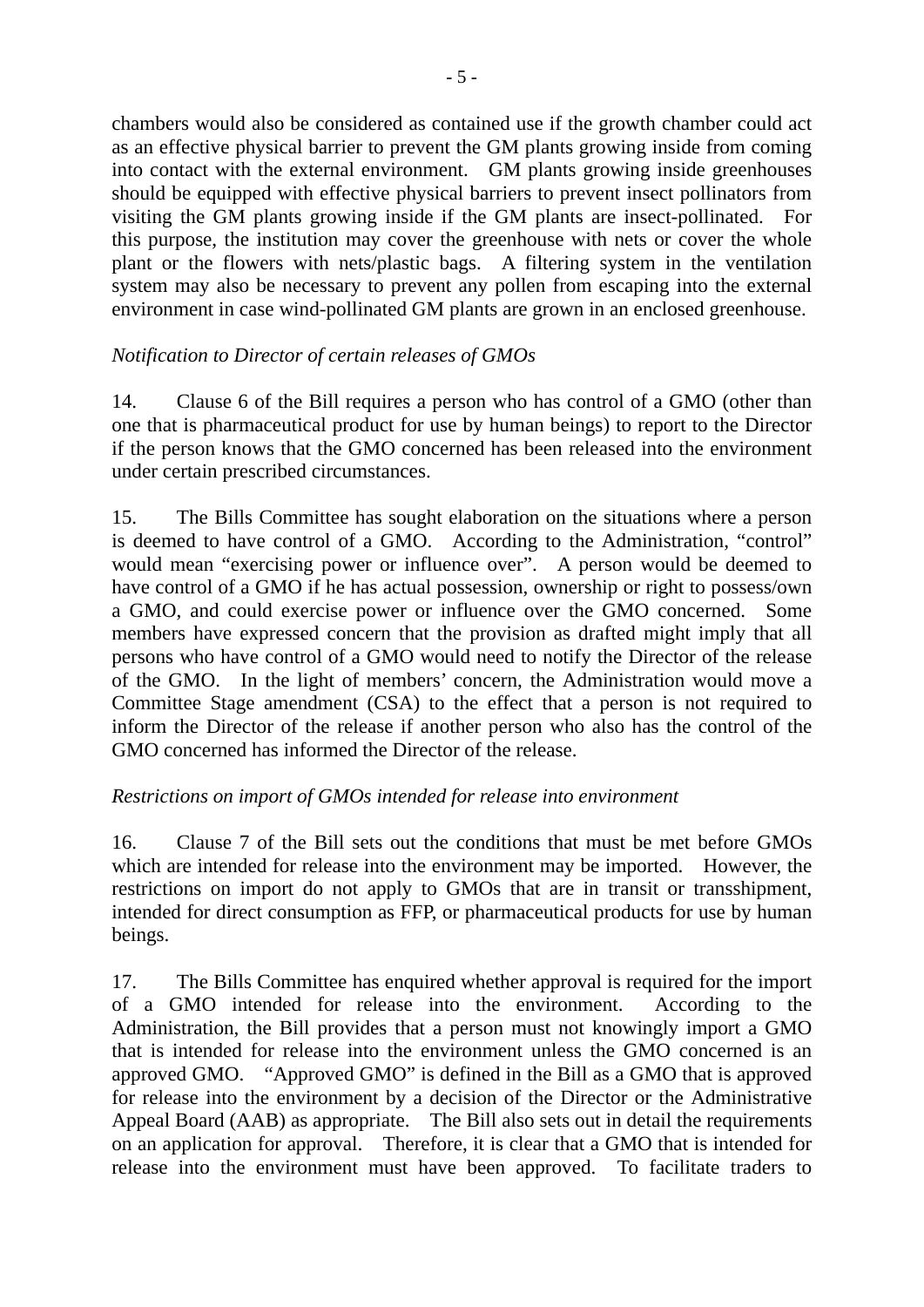chambers would also be considered as contained use if the growth chamber could act as an effective physical barrier to prevent the GM plants growing inside from coming into contact with the external environment. GM plants growing inside greenhouses should be equipped with effective physical barriers to prevent insect pollinators from visiting the GM plants growing inside if the GM plants are insect-pollinated. For this purpose, the institution may cover the greenhouse with nets or cover the whole plant or the flowers with nets/plastic bags. A filtering system in the ventilation system may also be necessary to prevent any pollen from escaping into the external environment in case wind-pollinated GM plants are grown in an enclosed greenhouse.

*Notification to Director of certain releases of GMOs*

14. Clause 6 of the Bill requires a person who has control of a GMO (other than one that is pharmaceutical product for use by human beings) to report to the Director if the person knows that the GMO concerned has been released into the environment under certain prescribed circumstances.

15. The Bills Committee has sought elaboration on the situations where a person is deemed to have control of a GMO. According to the Administration, "control" would mean "exercising power or influence over". A person would be deemed to have control of a GMO if he has actual possession, ownership or right to possess/own a GMO, and could exercise power or influence over the GMO concerned. Some members have expressed concern that the provision as drafted might imply that all persons who have control of a GMO would need to notify the Director of the release of the GMO. In the light of members' concern, the Administration would move a Committee Stage amendment (CSA) to the effect that a person is not required to inform the Director of the release if another person who also has the control of the GMO concerned has informed the Director of the release.

*Restrictions on import of GMOs intended for release into environment*

16. Clause 7 of the Bill sets out the conditions that must be met before GMOs which are intended for release into the environment may be imported. However, the restrictions on import do not apply to GMOs that are in transit or transshipment, intended for direct consumption as FFP, or pharmaceutical products for use by human beings.

17. The Bills Committee has enquired whether approval is required for the import of a GMO intended for release into the environment. According to the Administration, the Bill provides that a person must not knowingly import a GMO that is intended for release into the environment unless the GMO concerned is an approved GMO. "Approved GMO" is defined in the Bill as a GMO that is approved for release into the environment by a decision of the Director or the Administrative Appeal Board (AAB) as appropriate. The Bill also sets out in detail the requirements on an application for approval. Therefore, it is clear that a GMO that is intended for release into the environment must have been approved. To facilitate traders to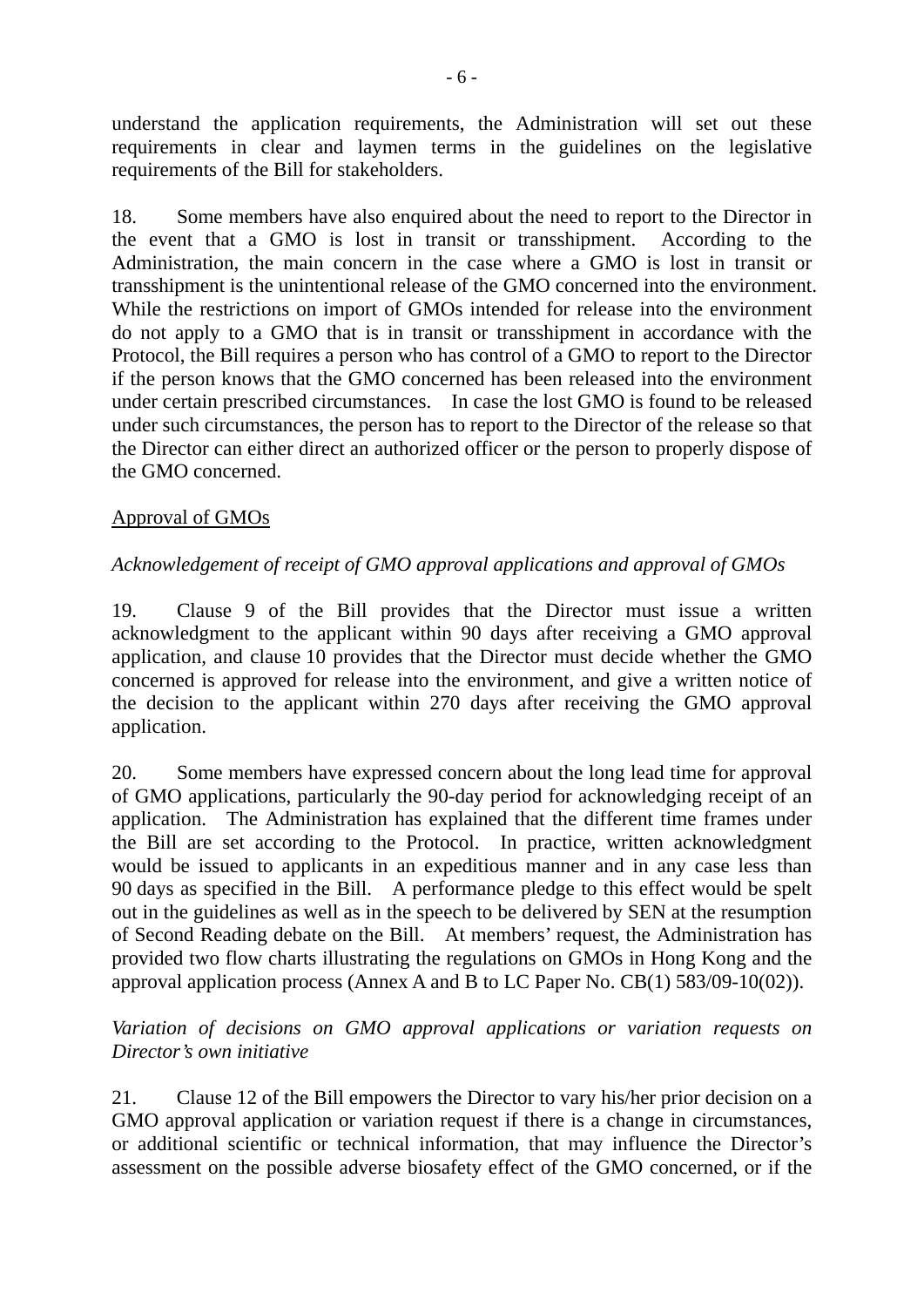understand the application requirements, the Administration will set out these requirements in clear and laymen terms in the guidelines on the legislative requirements of the Bill for stakeholders.

18. Some members have also enquired about the need to report to the Director in the event that a GMO is lost in transit or transshipment. According to the Administration, the main concern in the case where a GMO is lost in transit or transshipment is the unintentional release of the GMO concerned into the environment. While the restrictions on import of GMOs intended for release into the environment do not apply to a GMO that is in transit or transshipment in accordance with the Protocol, the Bill requires a person who has control of a GMO to report to the Director if the person knows that the GMO concerned has been released into the environment under certain prescribed circumstances. In case the lost GMO is found to be released under such circumstances, the person has to report to the Director of the release so that the Director can either direct an authorized officer or the person to properly dispose of the GMO concerned.

<u>Approval of GMOs</u>

*Acknowledgement of receipt of GMO approval applications and approval of GMOs*

19. Clause 9 of the Bill provides that the Director must issue a written acknowledgment to the applicant within 90 days after receiving a GMO approval application, and clause 10 provides that the Director must decide whether the GMO concerned is approved for release into the environment, and give a written notice of the decision to the applicant within 270 days after receiving the GMO approval application.

20. Some members have expressed concern about the long lead time for approval of GMO applications, particularly the 90-day period for acknowledging receipt of an application. The Administration has explained that the different time frames under the Bill are set according to the Protocol. In practice, written acknowledgment would be issued to applicants in an expeditious manner and in any case less than 90 days as specified in the Bill. A performance pledge to this effect would be spelt out in the guidelines as well as in the speech to be delivered by SEN at the resumption of Second Reading debate on the Bill. At members' request, the Administration has provided two flow charts illustrating the regulations on GMOs in Hong Kong and the approval application process (Annex A and B to LC Paper No. CB(1) 583/09-10(02)).

*Variation of decisions on GMO approval applications or variation requests on Director's own initiative*

21. Clause 12 of the Bill empowers the Director to vary his/her prior decision on a GMO approval application or variation request if there is a change in circumstances, or additional scientific or technical information, that may influence the Director's assessment on the possible adverse biosafety effect of the GMO concerned, or if the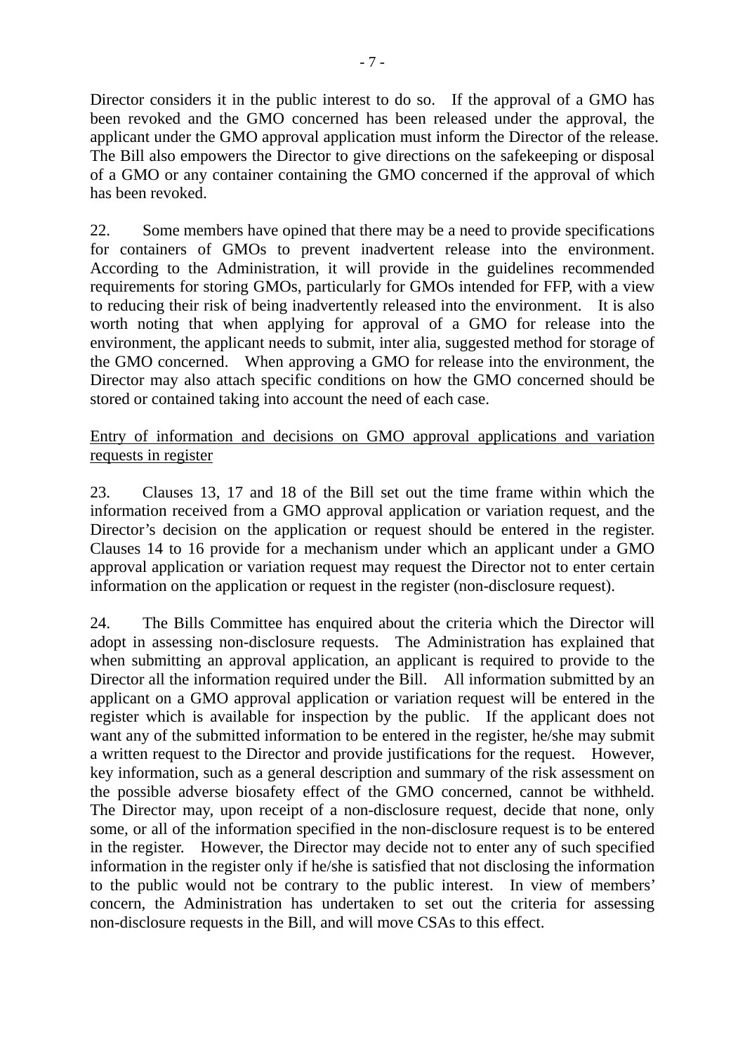Director considers it in the public interest to do so. If the approval of a GMO has been revoked and the GMO concerned has been released under the approval, the applicant under the GMO approval application must inform the Director of the release. The Bill also empowers the Director to give directions on the safekeeping or disposal of a GMO or any container containing the GMO concerned if the approval of which has been revoked.

22. Some members have opined that there may be a need to provide specifications for containers of GMOs to prevent inadvertent release into the environment. According to the Administration, it will provide in the guidelines recommended requirements for storing GMOs, particularly for GMOs intended for FFP, with a view to reducing their risk of being inadvertently released into the environment. It is also worth noting that when applying for approval of a GMO for release into the environment, the applicant needs to submit, inter alia, suggested method for storage of the GMO concerned. When approving a GMO for release into the environment, the Director may also attach specific conditions on how the GMO concerned should be stored or contained taking into account the need of each case.

<u>Entry of information and decisions on GMO approval applications and variation requests in register</u>

23. Clauses 13, 17 and 18 of the Bill set out the time frame within which the information received from a GMO approval application or variation request, and the Director's decision on the application or request should be entered in the register. Clauses 14 to 16 provide for a mechanism under which an applicant under a GMO approval application or variation request may request the Director not to enter certain information on the application or request in the register (non-disclosure request).

24. The Bills Committee has enquired about the criteria which the Director will adopt in assessing non-disclosure requests. The Administration has explained that when submitting an approval application, an applicant is required to provide to the Director all the information required under the Bill. All information submitted by an applicant on a GMO approval application or variation request will be entered in the register which is available for inspection by the public. If the applicant does not want any of the submitted information to be entered in the register, he/she may submit a written request to the Director and provide justifications for the request. However, key information, such as a general description and summary of the risk assessment on the possible adverse biosafety effect of the GMO concerned, cannot be withheld. The Director may, upon receipt of a non-disclosure request, decide that none, only some, or all of the information specified in the non-disclosure request is to be entered in the register. However, the Director may decide not to enter any of such specified information in the register only if he/she is satisfied that not disclosing the information to the public would not be contrary to the public interest. In view of members' concern, the Administration has undertaken to set out the criteria for assessing non-disclosure requests in the Bill, and will move CSAs to this effect.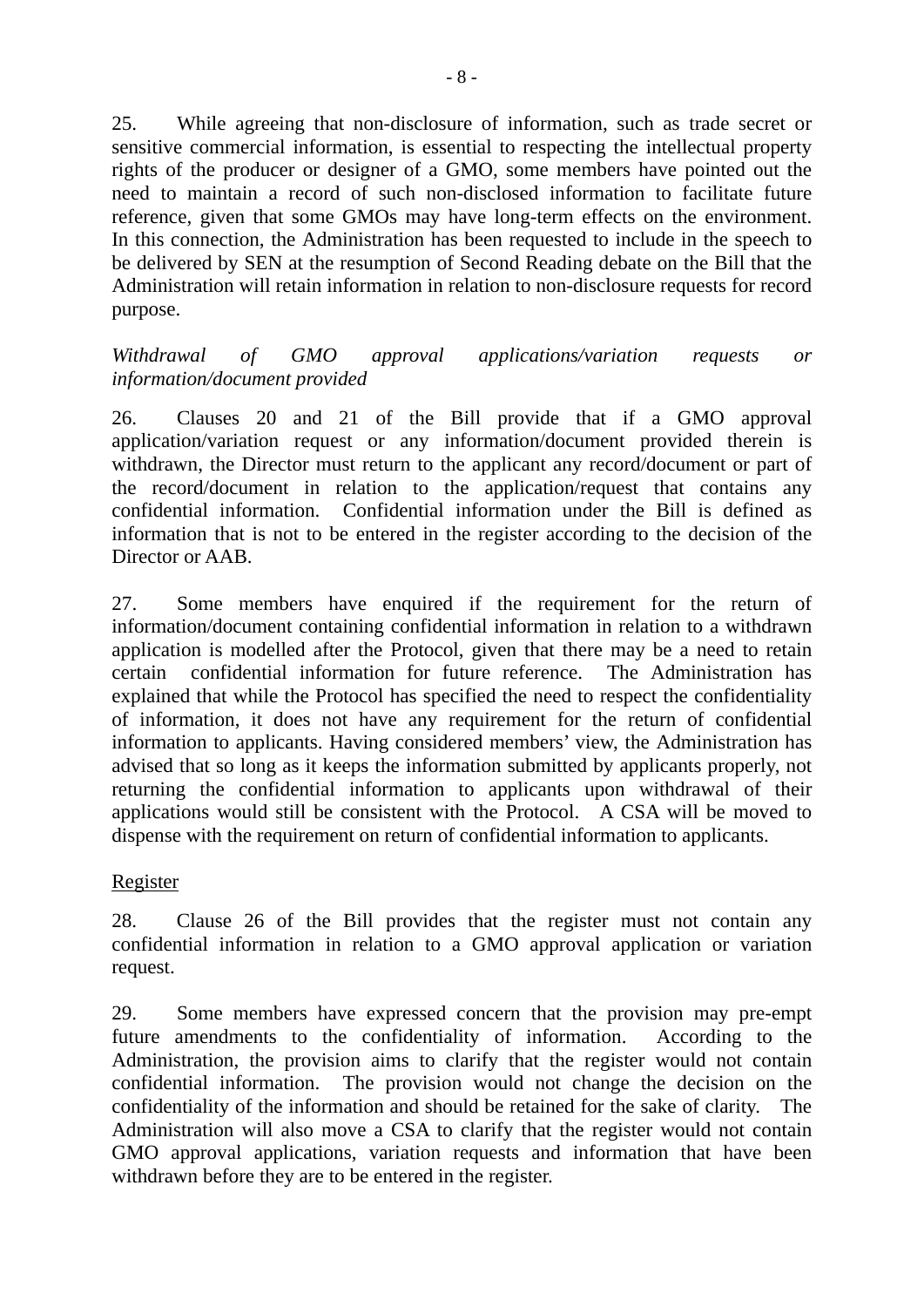25. While agreeing that non-disclosure of information, such as trade secret or sensitive commercial information, is essential to respecting the intellectual property rights of the producer or designer of a GMO, some members have pointed out the need to maintain a record of such non-disclosed information to facilitate future reference, given that some GMOs may have long-term effects on the environment. In this connection, the Administration has been requested to include in the speech to be delivered by SEN at the resumption of Second Reading debate on the Bill that the Administration will retain information in relation to non-disclosure requests for record purpose.

*Withdrawal of GMO approval applications/variation requests or information/document provided*

26. Clauses 20 and 21 of the Bill provide that if a GMO approval application/variation request or any information/document provided therein is withdrawn, the Director must return to the applicant any record/document or part of the record/document in relation to the application/request that contains any confidential information. Confidential information under the Bill is defined as information that is not to be entered in the register according to the decision of the Director or AAB.

27. Some members have enquired if the requirement for the return of information/document containing confidential information in relation to a withdrawn application is modelled after the Protocol, given that there may be a need to retain certain confidential information for future reference. The Administration has explained that while the Protocol has specified the need to respect the confidentiality of information, it does not have any requirement for the return of confidential information to applicants. Having considered members' view, the Administration has advised that so long as it keeps the information submitted by applicants properly, not returning the confidential information to applicants upon withdrawal of their applications would still be consistent with the Protocol. A CSA will be moved to dispense with the requirement on return of confidential information to applicants.

Register

28. Clause 26 of the Bill provides that the register must not contain any confidential information in relation to a GMO approval application or variation request.

29. Some members have expressed concern that the provision may pre-empt future amendments to the confidentiality of information. According to the Administration, the provision aims to clarify that the register would not contain confidential information. The provision would not change the decision on the confidentiality of the information and should be retained for the sake of clarity. The Administration will also move a CSA to clarify that the register would not contain GMO approval applications, variation requests and information that have been withdrawn before they are to be entered in the register.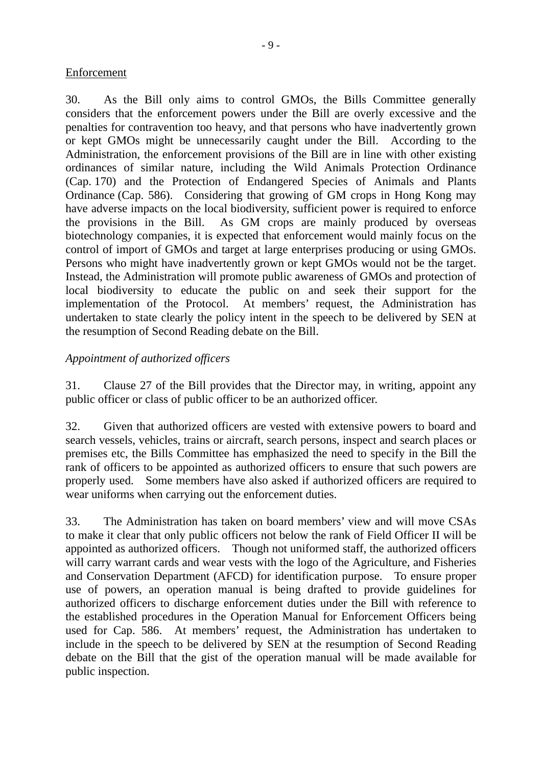<u>Enforcement</u>

30. As the Bill only aims to control GMOs, the Bills Committee generally considers that the enforcement powers under the Bill are overly excessive and the penalties for contravention too heavy, and that persons who have inadvertently grown or kept GMOs might be unnecessarily caught under the Bill. According to the Administration, the enforcement provisions of the Bill are in line with other existing ordinances of similar nature, including the Wild Animals Protection Ordinance (Cap. 170) and the Protection of Endangered Species of Animals and Plants Ordinance (Cap. 586). Considering that growing of GM crops in Hong Kong may have adverse impacts on the local biodiversity, sufficient power is required to enforce the provisions in the Bill. As GM crops are mainly produced by overseas biotechnology companies, it is expected that enforcement would mainly focus on the control of import of GMOs and target at large enterprises producing or using GMOs. Persons who might have inadvertently grown or kept GMOs would not be the target. Instead, the Administration will promote public awareness of GMOs and protection of local biodiversity to educate the public on and seek their support for the implementation of the Protocol. At members' request, the Administration has undertaken to state clearly the policy intent in the speech to be delivered by SEN at the resumption of Second Reading debate on the Bill.

*Appointment of authorized officers*

31. Clause 27 of the Bill provides that the Director may, in writing, appoint any public officer or class of public officer to be an authorized officer.

32. Given that authorized officers are vested with extensive powers to board and search vessels, vehicles, trains or aircraft, search persons, inspect and search places or premises etc, the Bills Committee has emphasized the need to specify in the Bill the rank of officers to be appointed as authorized officers to ensure that such powers are properly used. Some members have also asked if authorized officers are required to wear uniforms when carrying out the enforcement duties.

33. The Administration has taken on board members' view and will move CSAs to make it clear that only public officers not below the rank of Field Officer II will be appointed as authorized officers. Though not uniformed staff, the authorized officers will carry warrant cards and wear vests with the logo of the Agriculture, and Fisheries and Conservation Department (AFCD) for identification purpose. To ensure proper use of powers, an operation manual is being drafted to provide guidelines for authorized officers to discharge enforcement duties under the Bill with reference to the established procedures in the Operation Manual for Enforcement Officers being used for Cap. 586. At members' request, the Administration has undertaken to include in the speech to be delivered by SEN at the resumption of Second Reading debate on the Bill that the gist of the operation manual will be made available for public inspection.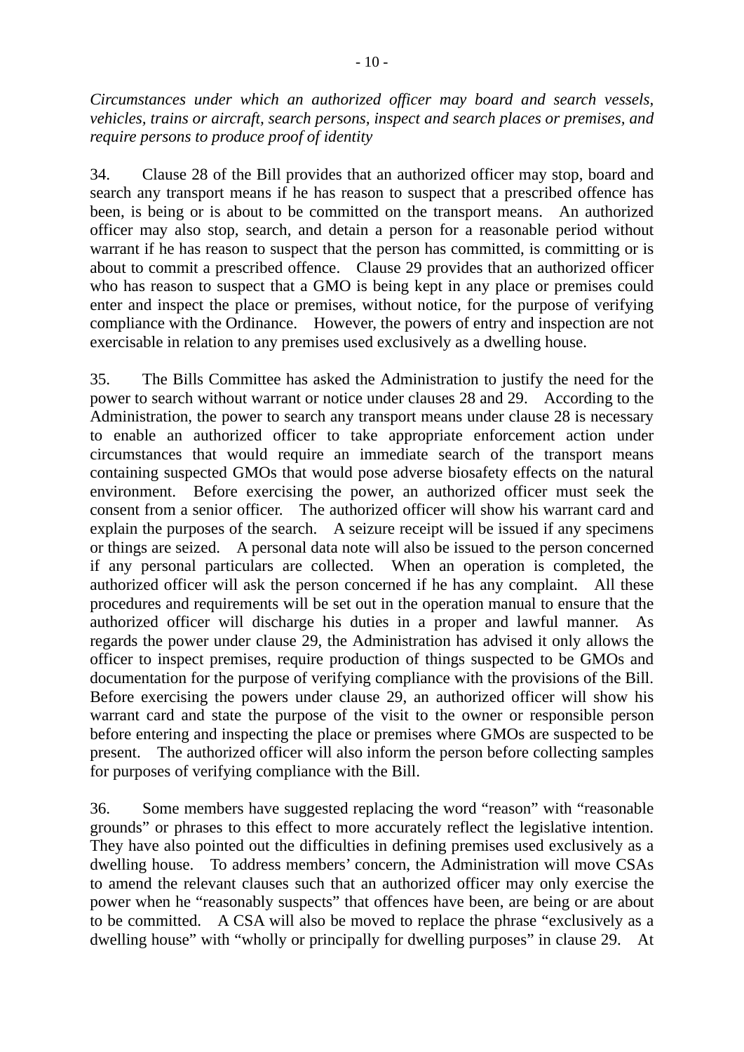*Circumstances under which an authorized officer may board and search vessels, vehicles, trains or aircraft, search persons, inspect and search places or premises, and require persons to produce proof of identity*

34. Clause 28 of the Bill provides that an authorized officer may stop, board and search any transport means if he has reason to suspect that a prescribed offence has been, is being or is about to be committed on the transport means. An authorized officer may also stop, search, and detain a person for a reasonable period without warrant if he has reason to suspect that the person has committed, is committing or is about to commit a prescribed offence. Clause 29 provides that an authorized officer who has reason to suspect that a GMO is being kept in any place or premises could enter and inspect the place or premises, without notice, for the purpose of verifying compliance with the Ordinance. However, the powers of entry and inspection are not exercisable in relation to any premises used exclusively as a dwelling house.

35. The Bills Committee has asked the Administration to justify the need for the power to search without warrant or notice under clauses 28 and 29. According to the Administration, the power to search any transport means under clause 28 is necessary to enable an authorized officer to take appropriate enforcement action under circumstances that would require an immediate search of the transport means containing suspected GMOs that would pose adverse biosafety effects on the natural environment. Before exercising the power, an authorized officer must seek the consent from a senior officer. The authorized officer will show his warrant card and explain the purposes of the search. A seizure receipt will be issued if any specimens or things are seized. A personal data note will also be issued to the person concerned if any personal particulars are collected. When an operation is completed, the authorized officer will ask the person concerned if he has any complaint. All these procedures and requirements will be set out in the operation manual to ensure that the authorized officer will discharge his duties in a proper and lawful manner. As regards the power under clause 29, the Administration has advised it only allows the officer to inspect premises, require production of things suspected to be GMOs and documentation for the purpose of verifying compliance with the provisions of the Bill. Before exercising the powers under clause 29, an authorized officer will show his warrant card and state the purpose of the visit to the owner or responsible person before entering and inspecting the place or premises where GMOs are suspected to be present. The authorized officer will also inform the person before collecting samples for purposes of verifying compliance with the Bill.

36. Some members have suggested replacing the word "reason" with "reasonable grounds" or phrases to this effect to more accurately reflect the legislative intention. They have also pointed out the difficulties in defining premises used exclusively as a dwelling house. To address members' concern, the Administration will move CSAs to amend the relevant clauses such that an authorized officer may only exercise the power when he "reasonably suspects" that offences have been, are being or are about to be committed. A CSA will also be moved to replace the phrase "exclusively as a dwelling house" with "wholly or principally for dwelling purposes" in clause 29. At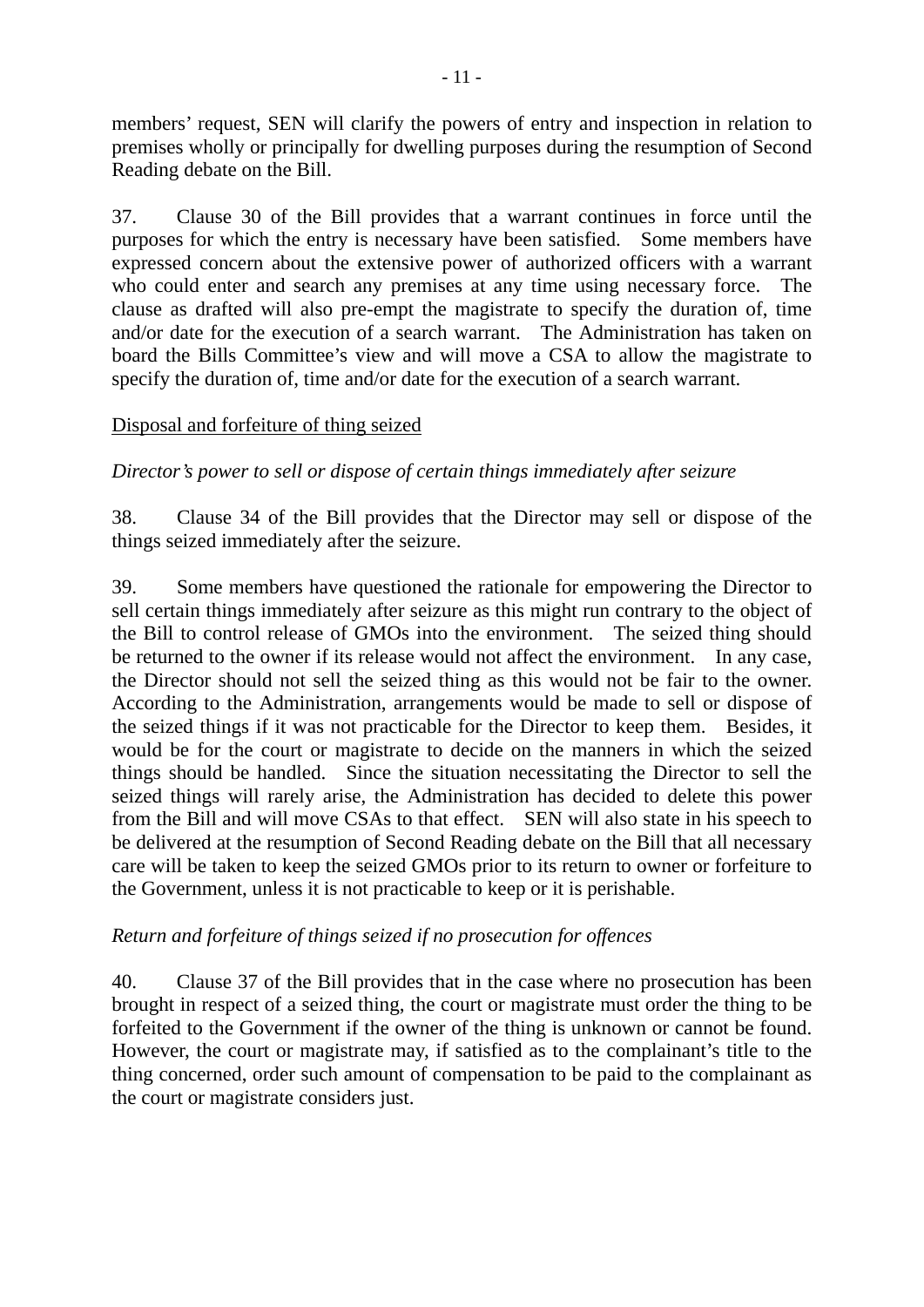members' request, SEN will clarify the powers of entry and inspection in relation to premises wholly or principally for dwelling purposes during the resumption of Second Reading debate on the Bill.

37. Clause 30 of the Bill provides that a warrant continues in force until the purposes for which the entry is necessary have been satisfied. Some members have expressed concern about the extensive power of authorized officers with a warrant who could enter and search any premises at any time using necessary force. The clause as drafted will also pre-empt the magistrate to specify the duration of, time and/or date for the execution of a search warrant. The Administration has taken on board the Bills Committee's view and will move a CSA to allow the magistrate to specify the duration of, time and/or date for the execution of a search warrant.

<u>Disposal and forfeiture of thing seized</u>

*Director's power to sell or dispose of certain things immediately after seizure*

38. Clause 34 of the Bill provides that the Director may sell or dispose of the things seized immediately after the seizure.

39. Some members have questioned the rationale for empowering the Director to sell certain things immediately after seizure as this might run contrary to the object of the Bill to control release of GMOs into the environment. The seized thing should be returned to the owner if its release would not affect the environment. In any case, the Director should not sell the seized thing as this would not be fair to the owner. According to the Administration, arrangements would be made to sell or dispose of the seized things if it was not practicable for the Director to keep them. Besides, it would be for the court or magistrate to decide on the manners in which the seized things should be handled. Since the situation necessitating the Director to sell the seized things will rarely arise, the Administration has decided to delete this power from the Bill and will move CSAs to that effect. SEN will also state in his speech to be delivered at the resumption of Second Reading debate on the Bill that all necessary care will be taken to keep the seized GMOs prior to its return to owner or forfeiture to the Government, unless it is not practicable to keep or it is perishable.

*Return and forfeiture of things seized if no prosecution for offences*

40. Clause 37 of the Bill provides that in the case where no prosecution has been brought in respect of a seized thing, the court or magistrate must order the thing to be forfeited to the Government if the owner of the thing is unknown or cannot be found. However, the court or magistrate may, if satisfied as to the complainant's title to the thing concerned, order such amount of compensation to be paid to the complainant as the court or magistrate considers just.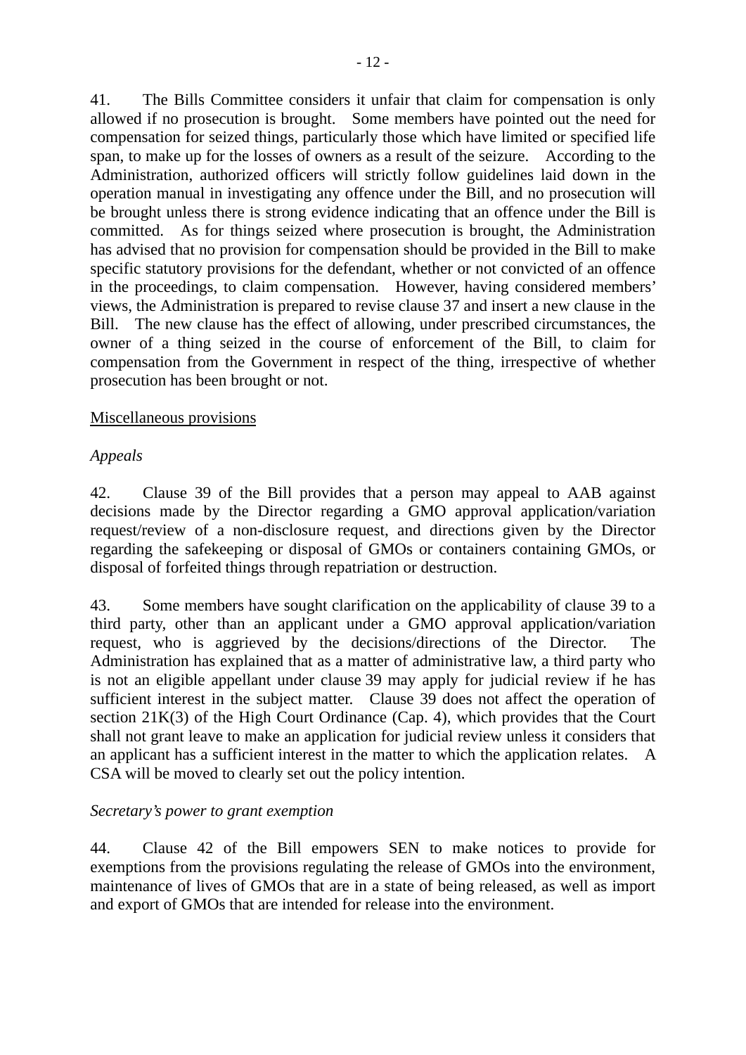41. The Bills Committee considers it unfair that claim for compensation is only allowed if no prosecution is brought. Some members have pointed out the need for compensation for seized things, particularly those which have limited or specified life span, to make up for the losses of owners as a result of the seizure. According to the Administration, authorized officers will strictly follow guidelines laid down in the operation manual in investigating any offence under the Bill, and no prosecution will be brought unless there is strong evidence indicating that an offence under the Bill is committed. As for things seized where prosecution is brought, the Administration has advised that no provision for compensation should be provided in the Bill to make specific statutory provisions for the defendant, whether or not convicted of an offence in the proceedings, to claim compensation. However, having considered members' views, the Administration is prepared to revise clause 37 and insert a new clause in the Bill. The new clause has the effect of allowing, under prescribed circumstances, the owner of a thing seized in the course of enforcement of the Bill, to claim for compensation from the Government in respect of the thing, irrespective of whether prosecution has been brought or not.

<u>Miscellaneous provisions</u>

*Appeals*

42. Clause 39 of the Bill provides that a person may appeal to AAB against decisions made by the Director regarding a GMO approval application/variation request/review of a non-disclosure request, and directions given by the Director regarding the safekeeping or disposal of GMOs or containers containing GMOs, or disposal of forfeited things through repatriation or destruction.

43. Some members have sought clarification on the applicability of clause 39 to a third party, other than an applicant under a GMO approval application/variation request, who is aggrieved by the decisions/directions of the Director. The Administration has explained that as a matter of administrative law, a third party who is not an eligible appellant under clause 39 may apply for judicial review if he has sufficient interest in the subject matter. Clause 39 does not affect the operation of section 21K(3) of the High Court Ordinance (Cap. 4), which provides that the Court shall not grant leave to make an application for judicial review unless it considers that an applicant has a sufficient interest in the matter to which the application relates. A CSA will be moved to clearly set out the policy intention.

*Secretary's power to grant exemption*

44. Clause 42 of the Bill empowers SEN to make notices to provide for exemptions from the provisions regulating the release of GMOs into the environment, maintenance of lives of GMOs that are in a state of being released, as well as import and export of GMOs that are intended for release into the environment.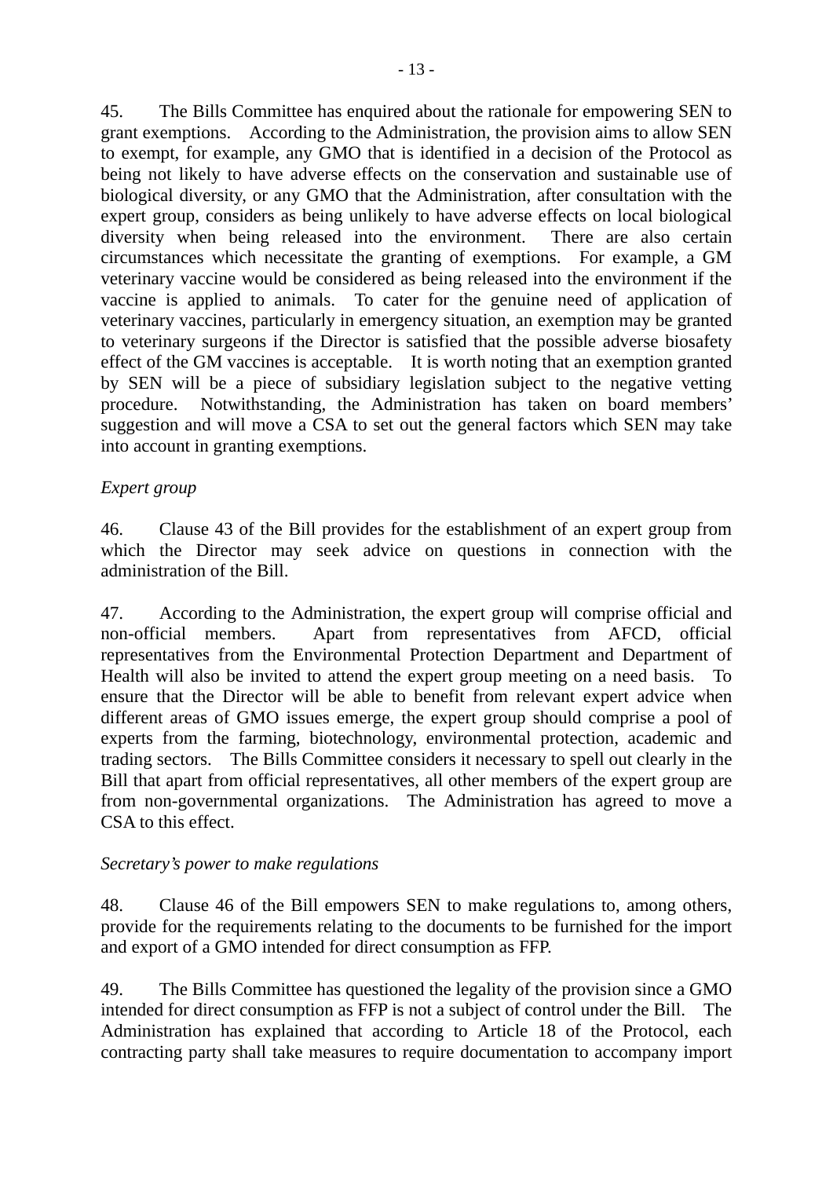45. The Bills Committee has enquired about the rationale for empowering SEN to grant exemptions. According to the Administration, the provision aims to allow SEN to exempt, for example, any GMO that is identified in a decision of the Protocol as being not likely to have adverse effects on the conservation and sustainable use of biological diversity, or any GMO that the Administration, after consultation with the expert group, considers as being unlikely to have adverse effects on local biological diversity when being released into the environment. There are also certain circumstances which necessitate the granting of exemptions. For example, a GM veterinary vaccine would be considered as being released into the environment if the vaccine is applied to animals. To cater for the genuine need of application of veterinary vaccines, particularly in emergency situation, an exemption may be granted to veterinary surgeons if the Director is satisfied that the possible adverse biosafety effect of the GM vaccines is acceptable. It is worth noting that an exemption granted by SEN will be a piece of subsidiary legislation subject to the negative vetting procedure. Notwithstanding, the Administration has taken on board members' suggestion and will move a CSA to set out the general factors which SEN may take into account in granting exemptions.

*Expert group*

46. Clause 43 of the Bill provides for the establishment of an expert group from which the Director may seek advice on questions in connection with the administration of the Bill.

47. According to the Administration, the expert group will comprise official and non-official members. Apart from representatives from AFCD, official representatives from the Environmental Protection Department and Department of Health will also be invited to attend the expert group meeting on a need basis. To ensure that the Director will be able to benefit from relevant expert advice when different areas of GMO issues emerge, the expert group should comprise a pool of experts from the farming, biotechnology, environmental protection, academic and trading sectors. The Bills Committee considers it necessary to spell out clearly in the Bill that apart from official representatives, all other members of the expert group are from non-governmental organizations. The Administration has agreed to move a CSA to this effect.

*Secretary's power to make regulations*

48. Clause 46 of the Bill empowers SEN to make regulations to, among others, provide for the requirements relating to the documents to be furnished for the import and export of a GMO intended for direct consumption as FFP.

49. The Bills Committee has questioned the legality of the provision since a GMO intended for direct consumption as FFP is not a subject of control under the Bill. The Administration has explained that according to Article 18 of the Protocol, each contracting party shall take measures to require documentation to accompany import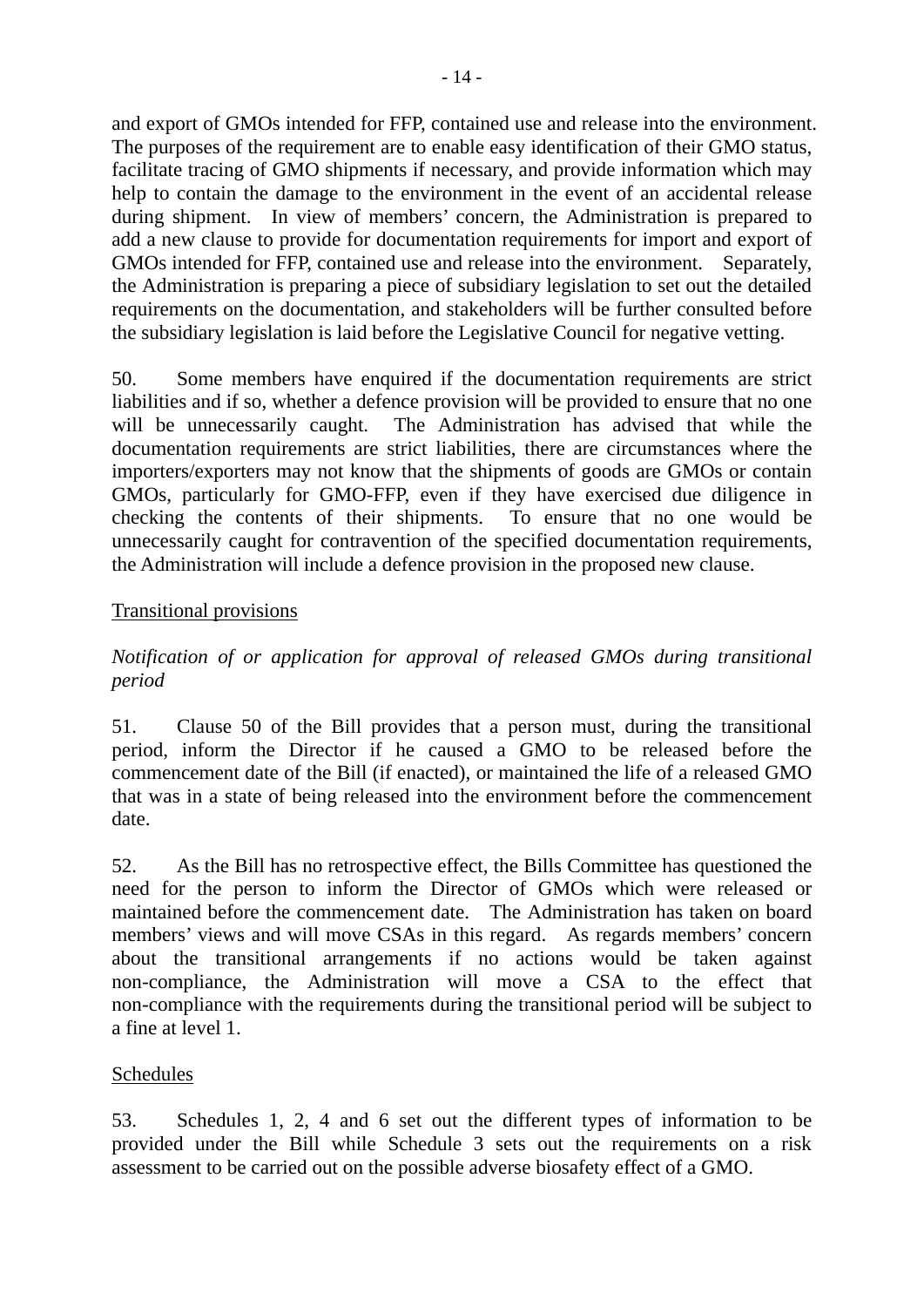and export of GMOs intended for FFP, contained use and release into the environment. The purposes of the requirement are to enable easy identification of their GMO status, facilitate tracing of GMO shipments if necessary, and provide information which may help to contain the damage to the environment in the event of an accidental release during shipment. In view of members' concern, the Administration is prepared to add a new clause to provide for documentation requirements for import and export of GMOs intended for FFP, contained use and release into the environment. Separately, the Administration is preparing a piece of subsidiary legislation to set out the detailed requirements on the documentation, and stakeholders will be further consulted before the subsidiary legislation is laid before the Legislative Council for negative vetting.

50. Some members have enquired if the documentation requirements are strict liabilities and if so, whether a defence provision will be provided to ensure that no one will be unnecessarily caught. The Administration has advised that while the documentation requirements are strict liabilities, there are circumstances where the importers/exporters may not know that the shipments of goods are GMOs or contain GMOs, particularly for GMO-FFP, even if they have exercised due diligence in checking the contents of their shipments. To ensure that no one would be unnecessarily caught for contravention of the specified documentation requirements, the Administration will include a defence provision in the proposed new clause.

<u>Transitional provisions</u>

*Notification of or application for approval of released GMOs during transitional period*

51. Clause 50 of the Bill provides that a person must, during the transitional period, inform the Director if he caused a GMO to be released before the commencement date of the Bill (if enacted), or maintained the life of a released GMO that was in a state of being released into the environment before the commencement date.

52. As the Bill has no retrospective effect, the Bills Committee has questioned the need for the person to inform the Director of GMOs which were released or maintained before the commencement date. The Administration has taken on board members' views and will move CSAs in this regard. As regards members' concern about the transitional arrangements if no actions would be taken against non-compliance, the Administration will move a CSA to the effect that non-compliance with the requirements during the transitional period will be subject to a fine at level 1.

<u>Schedules</u>

53. Schedules 1, 2, 4 and 6 set out the different types of information to be provided under the Bill while Schedule 3 sets out the requirements on a risk assessment to be carried out on the possible adverse biosafety effect of a GMO.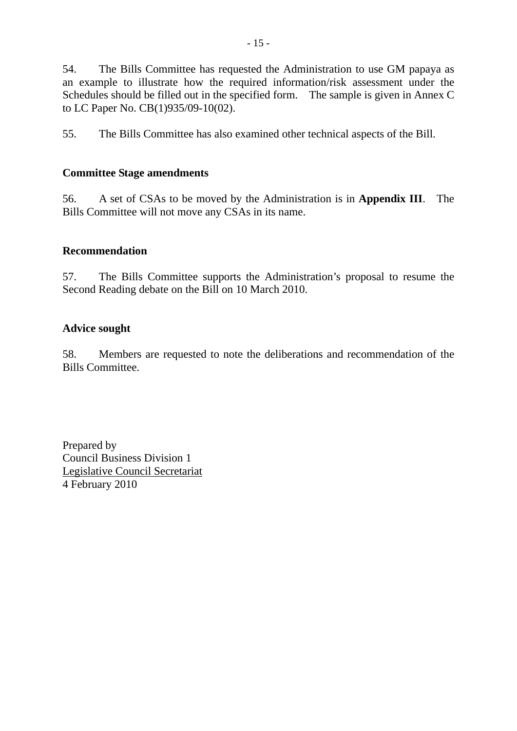54. The Bills Committee has requested the Administration to use GM papaya as an example to illustrate how the required information/risk assessment under the Schedules should be filled out in the specified form. The sample is given in Annex C to LC Paper No. CB(1)935/09-10(02).

55. The Bills Committee has also examined other technical aspects of the Bill.

**Committee Stage amendments**

56. A set of CSAs to be moved by the Administration is in **Appendix III**. The Bills Committee will not move any CSAs in its name.

**Recommendation**

57. The Bills Committee supports the Administration's proposal to resume the Second Reading debate on the Bill on 10 March 2010.

**Advice sought**

58. Members are requested to note the deliberations and recommendation of the Bills Committee.

Prepared by
Council Business Division 1
Legislative Council Secretariat
4 February 2010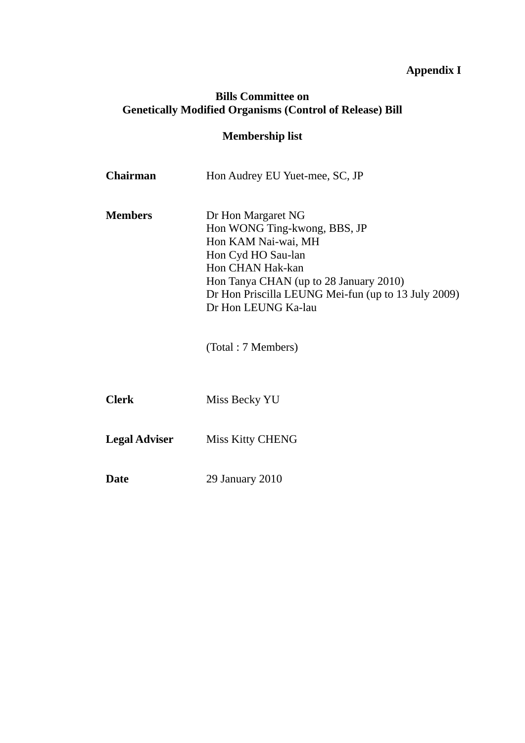**Appendix I**

**Bills Committee on**
**Genetically Modified Organisms (Control of Release) Bill**

**Membership list**

**Chairman** Hon Audrey EU Yuet-mee, SC, JP

**Members** Dr Hon Margaret NG
Hon WONG Ting-kwong, BBS, JP
Hon KAM Nai-wai, MH
Hon Cyd HO Sau-lan
Hon CHAN Hak-kan
Hon Tanya CHAN (up to 28 January 2010)
Dr Hon Priscilla LEUNG Mei-fun (up to 13 July 2009)
Dr Hon LEUNG Ka-lau

(Total : 7 Members)

**Clerk** Miss Becky YU

**Legal Adviser** Miss Kitty CHENG

**Date** 29 January 2010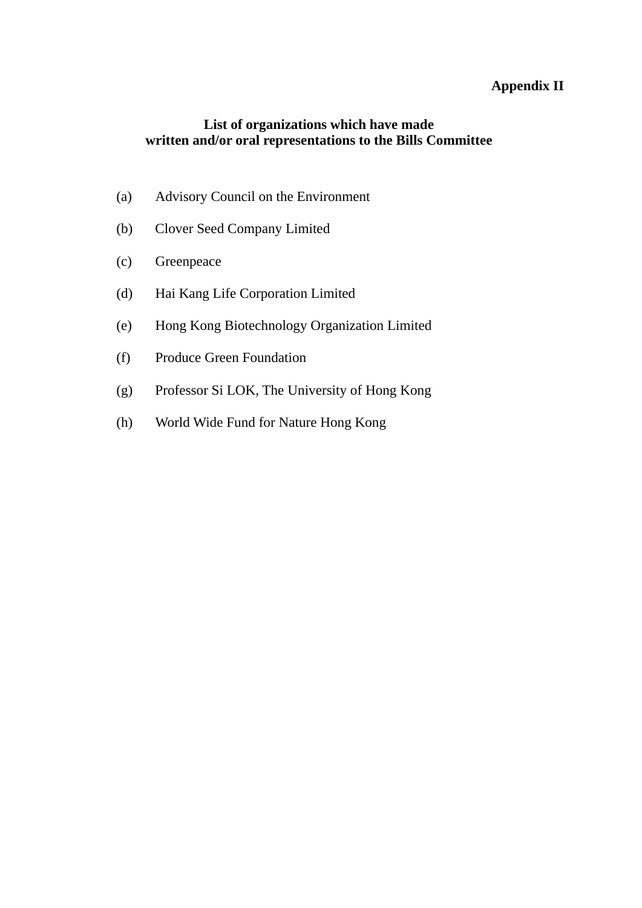**Appendix II**

**List of organizations which have made written and/or oral representations to the Bills Committee**

(a) Advisory Council on the Environment

(b) Clover Seed Company Limited

(c) Greenpeace

(d) Hai Kang Life Corporation Limited

(e) Hong Kong Biotechnology Organization Limited

(f) Produce Green Foundation

(g) Professor Si LOK, The University of Hong Kong

(h) World Wide Fund for Nature Hong Kong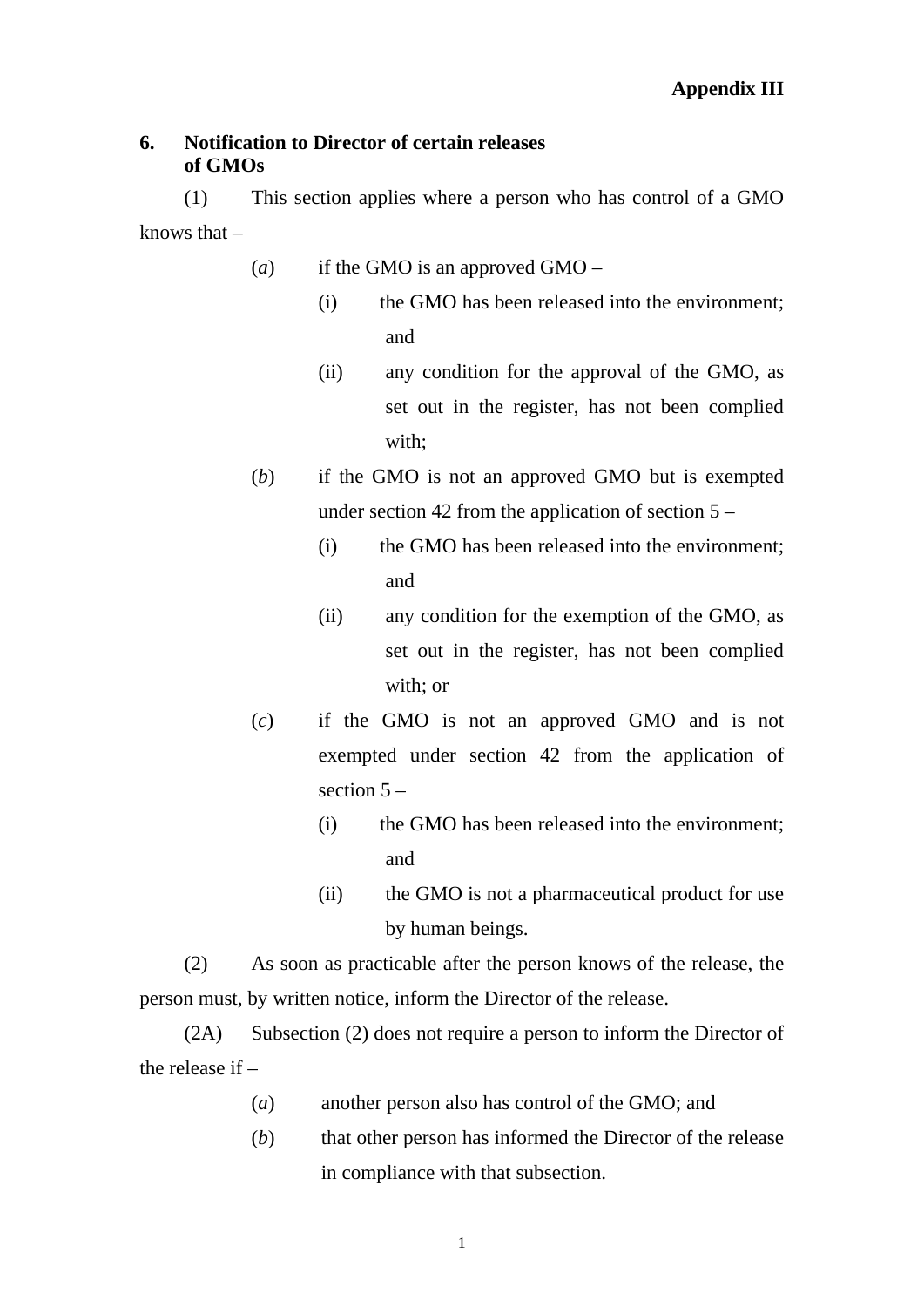**Appendix III**

**6. Notification to Director of certain releases of GMOs**

(1) This section applies where a person who has control of a GMO knows that –

- (*a*) if the GMO is an approved GMO –
  - (i) the GMO has been released into the environment; and
  - (ii) any condition for the approval of the GMO, as set out in the register, has not been complied with;
- (*b*) if the GMO is not an approved GMO but is exempted under section 42 from the application of section 5 –
  - (i) the GMO has been released into the environment; and
  - (ii) any condition for the exemption of the GMO, as set out in the register, has not been complied with; or
- (*c*) if the GMO is not an approved GMO and is not exempted under section 42 from the application of section 5 –
  - (i) the GMO has been released into the environment; and
  - (ii) the GMO is not a pharmaceutical product for use by human beings.

(2) As soon as practicable after the person knows of the release, the person must, by written notice, inform the Director of the release.

(2A) Subsection (2) does not require a person to inform the Director of the release if –

- (*a*) another person also has control of the GMO; and
- (*b*) that other person has informed the Director of the release in compliance with that subsection.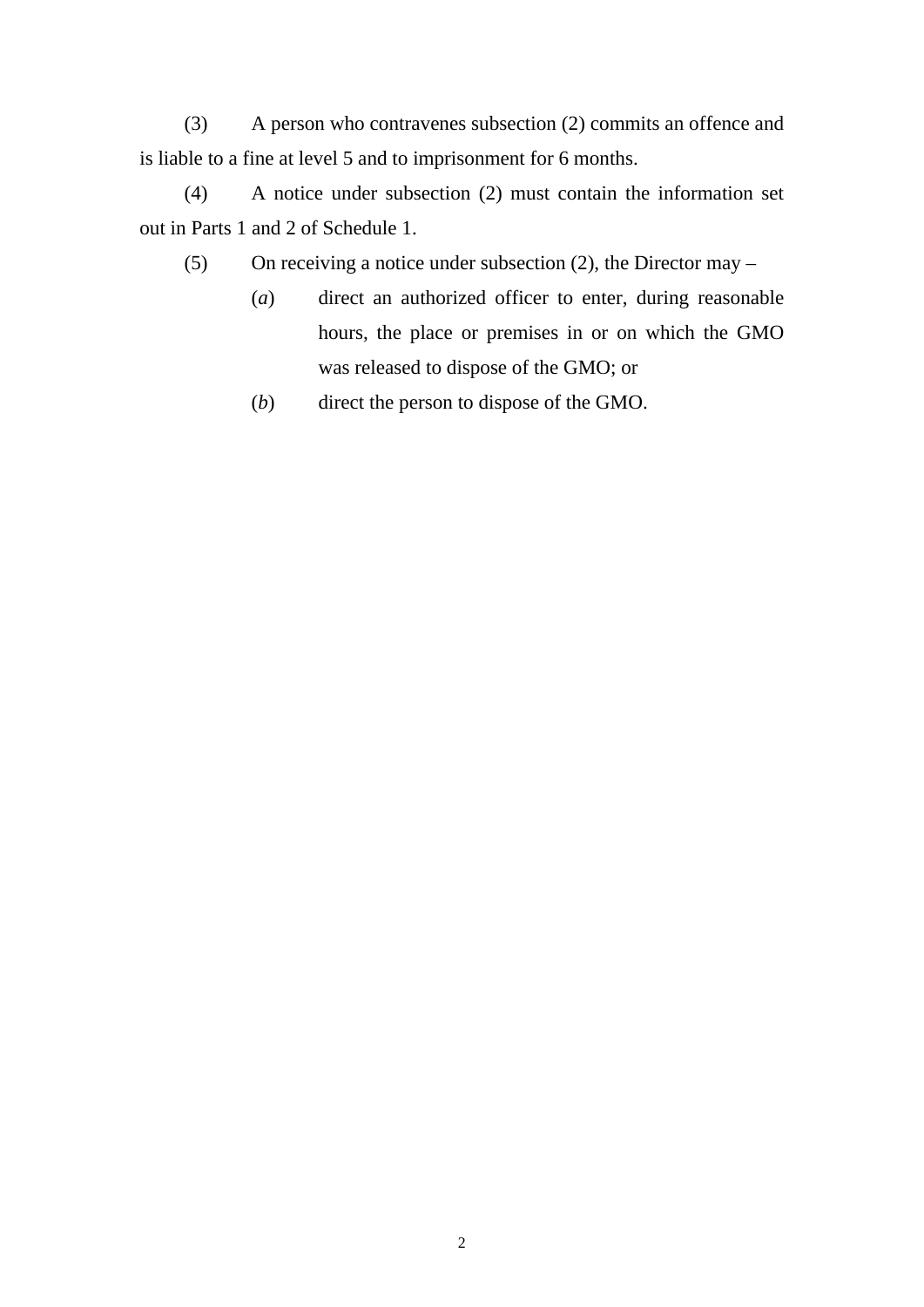(3) A person who contravenes subsection (2) commits an offence and is liable to a fine at level 5 and to imprisonment for 6 months.

(4) A notice under subsection (2) must contain the information set out in Parts 1 and 2 of Schedule 1.

(5) On receiving a notice under subsection (2), the Director may –

- (*a*) direct an authorized officer to enter, during reasonable hours, the place or premises in or on which the GMO was released to dispose of the GMO; or
- (*b*) direct the person to dispose of the GMO.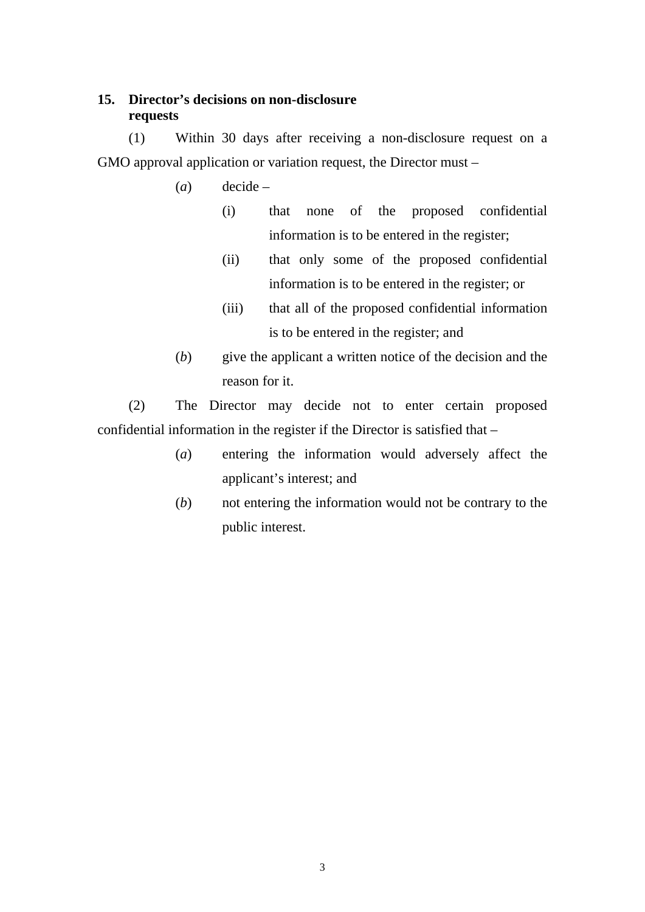**15. Director's decisions on non-disclosure requests**

(1) Within 30 days after receiving a non-disclosure request on a GMO approval application or variation request, the Director must –

- (*a*) decide –
  - (i) that none of the proposed confidential information is to be entered in the register;
  - (ii) that only some of the proposed confidential information is to be entered in the register; or
  - (iii) that all of the proposed confidential information is to be entered in the register; and
- (*b*) give the applicant a written notice of the decision and the reason for it.

(2) The Director may decide not to enter certain proposed confidential information in the register if the Director is satisfied that –

- (*a*) entering the information would adversely affect the applicant's interest; and
- (*b*) not entering the information would not be contrary to the public interest.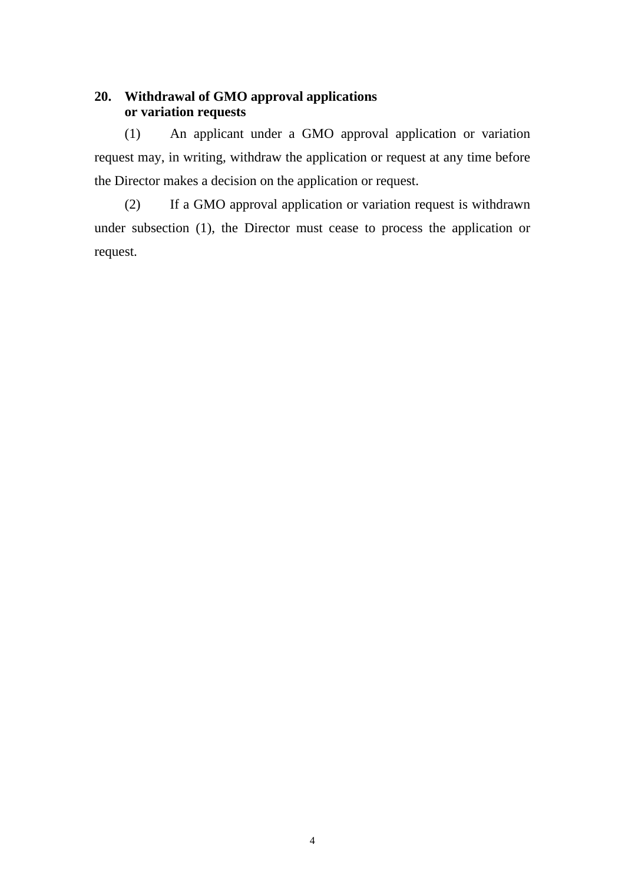**20. Withdrawal of GMO approval applications or variation requests**

(1) An applicant under a GMO approval application or variation request may, in writing, withdraw the application or request at any time before the Director makes a decision on the application or request.

(2) If a GMO approval application or variation request is withdrawn under subsection (1), the Director must cease to process the application or request.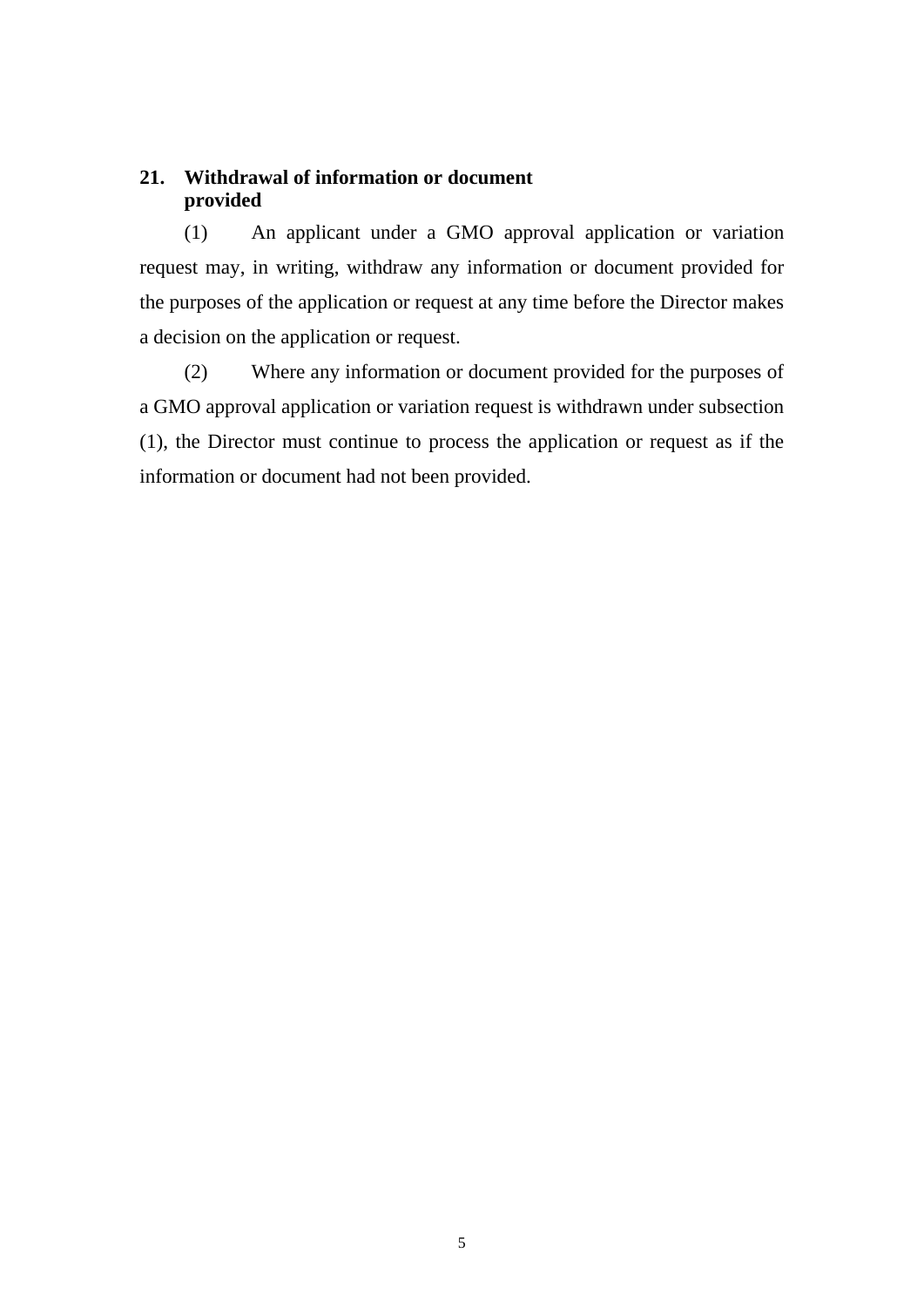**21. Withdrawal of information or document provided**

(1) An applicant under a GMO approval application or variation request may, in writing, withdraw any information or document provided for the purposes of the application or request at any time before the Director makes a decision on the application or request.

(2) Where any information or document provided for the purposes of a GMO approval application or variation request is withdrawn under subsection (1), the Director must continue to process the application or request as if the information or document had not been provided.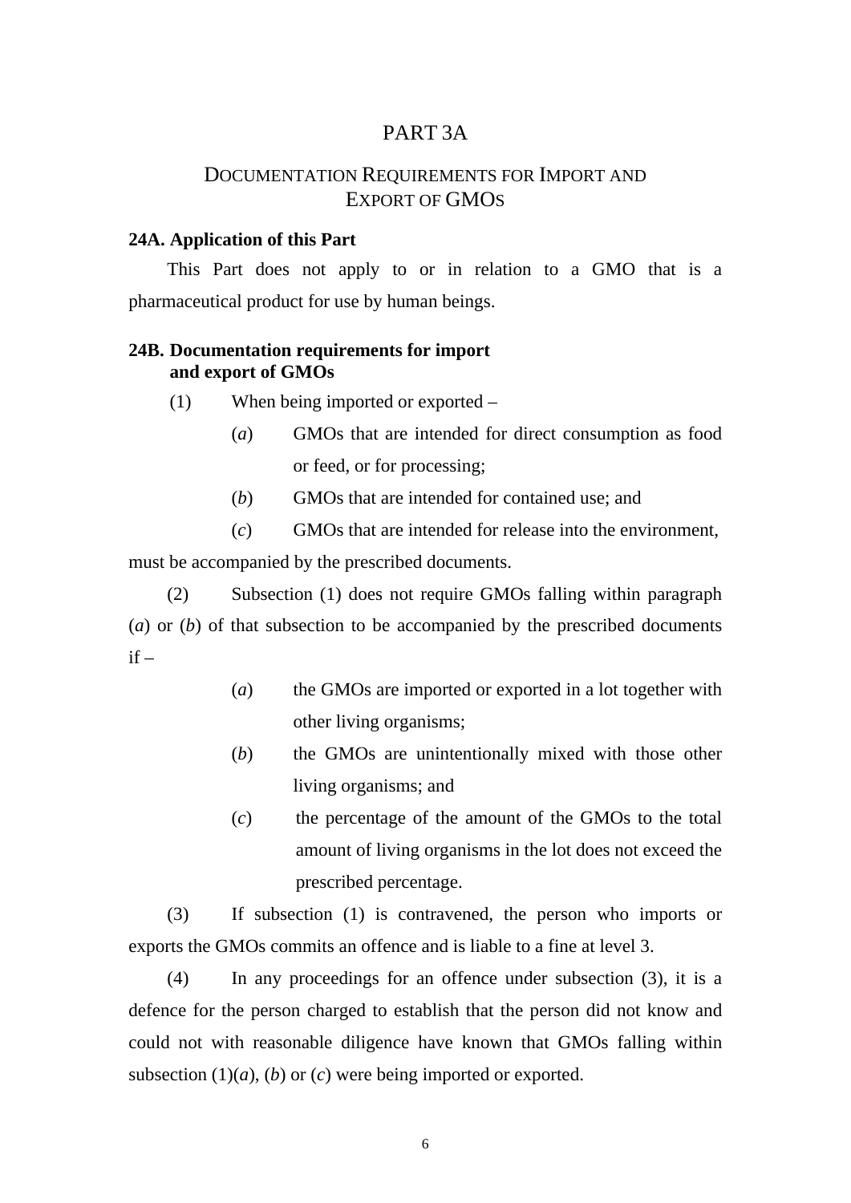# PART 3A

## DOCUMENTATION REQUIREMENTS FOR IMPORT AND EXPORT OF GMOS

**24A. Application of this Part**

This Part does not apply to or in relation to a GMO that is a pharmaceutical product for use by human beings.

**24B. Documentation requirements for import and export of GMOs**

(1) When being imported or exported –

(*a*) GMOs that are intended for direct consumption as food or feed, or for processing;

(*b*) GMOs that are intended for contained use; and

(*c*) GMOs that are intended for release into the environment,

must be accompanied by the prescribed documents.

(2) Subsection (1) does not require GMOs falling within paragraph (*a*) or (*b*) of that subsection to be accompanied by the prescribed documents if –

(*a*) the GMOs are imported or exported in a lot together with other living organisms;

(*b*) the GMOs are unintentionally mixed with those other living organisms; and

(*c*) the percentage of the amount of the GMOs to the total amount of living organisms in the lot does not exceed the prescribed percentage.

(3) If subsection (1) is contravened, the person who imports or exports the GMOs commits an offence and is liable to a fine at level 3.

(4) In any proceedings for an offence under subsection (3), it is a defence for the person charged to establish that the person did not know and could not with reasonable diligence have known that GMOs falling within subsection (1)(*a*), (*b*) or (*c*) were being imported or exported.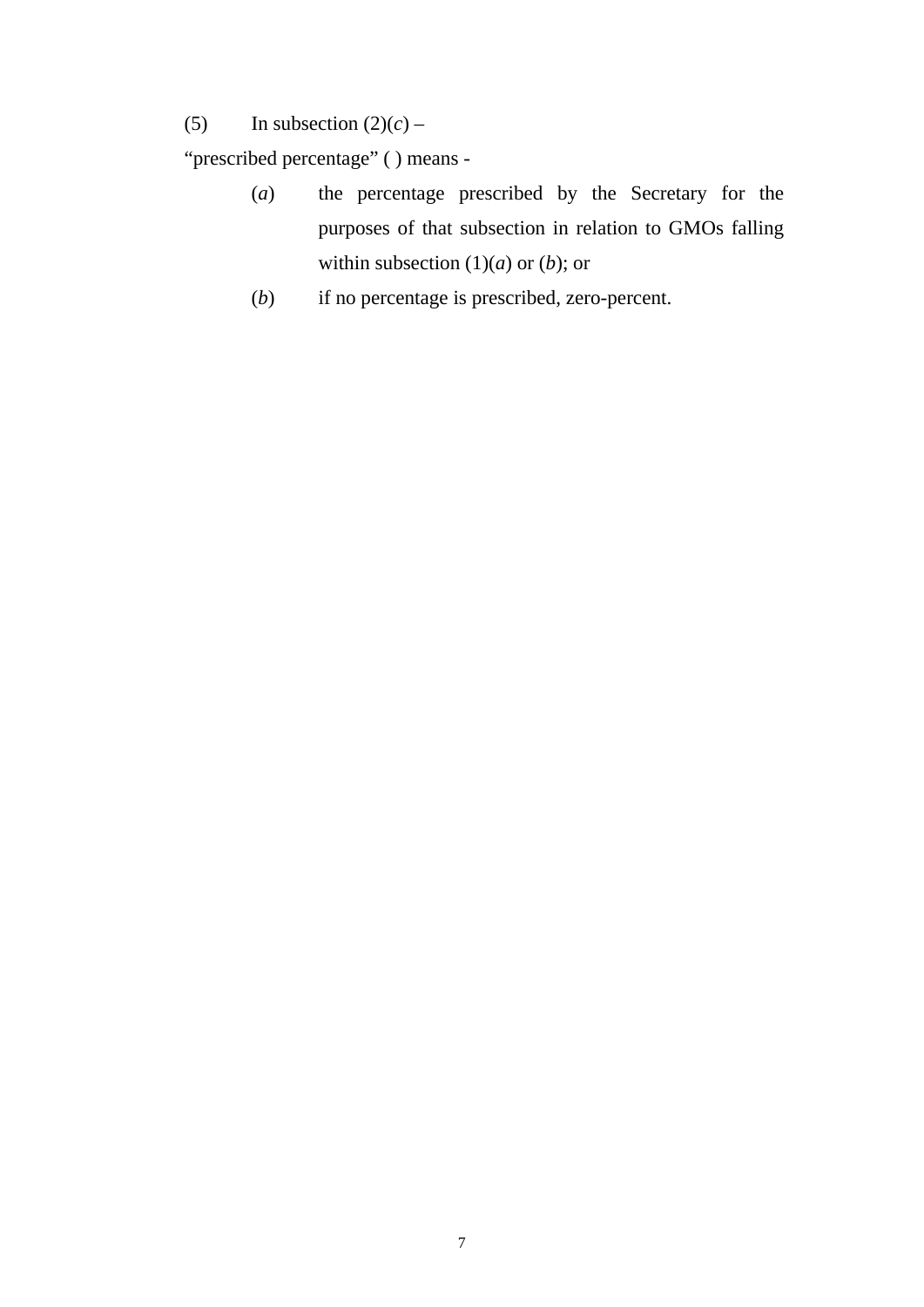(5) In subsection (2)(*c*) –

"prescribed percentage" ( ) means -

(*a*) the percentage prescribed by the Secretary for the purposes of that subsection in relation to GMOs falling within subsection (1)(*a*) or (*b*); or

(*b*) if no percentage is prescribed, zero-percent.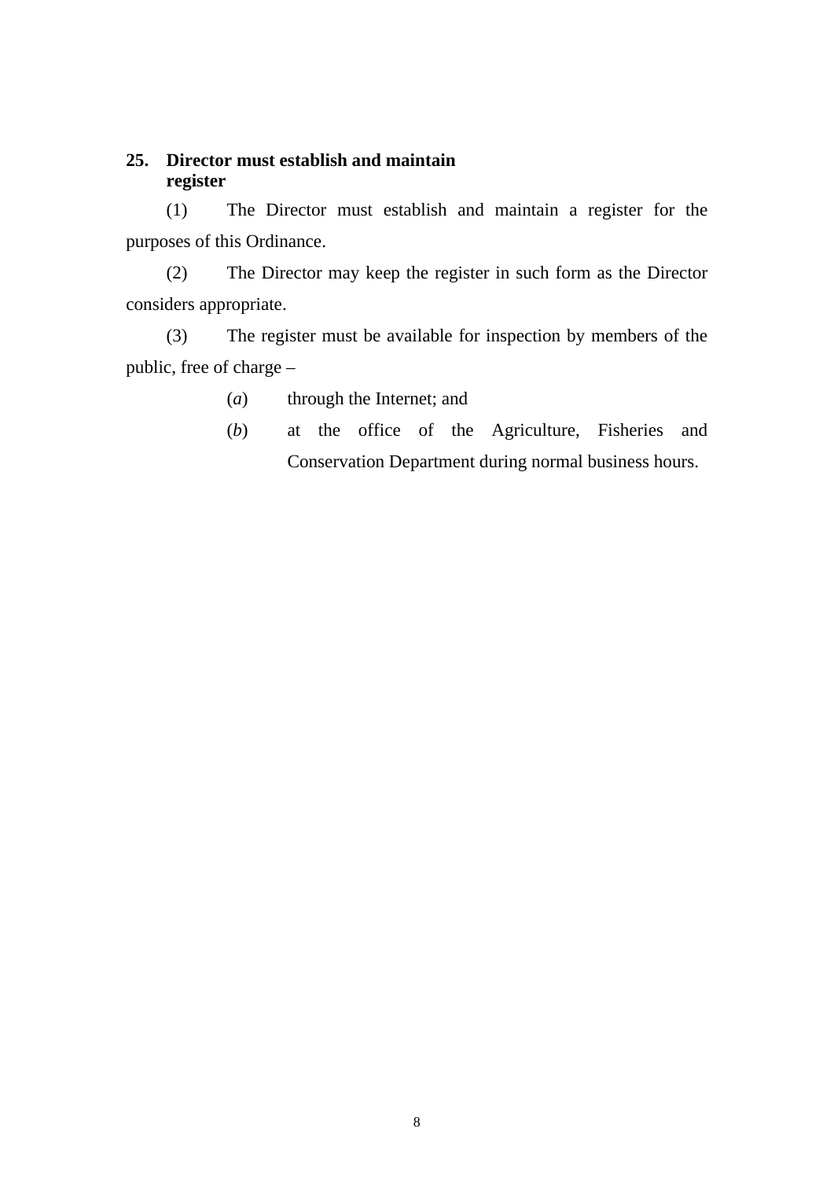**25. Director must establish and maintain register**

(1) The Director must establish and maintain a register for the purposes of this Ordinance.

(2) The Director may keep the register in such form as the Director considers appropriate.

(3) The register must be available for inspection by members of the public, free of charge –

(*a*) through the Internet; and

(*b*) at the office of the Agriculture, Fisheries and Conservation Department during normal business hours.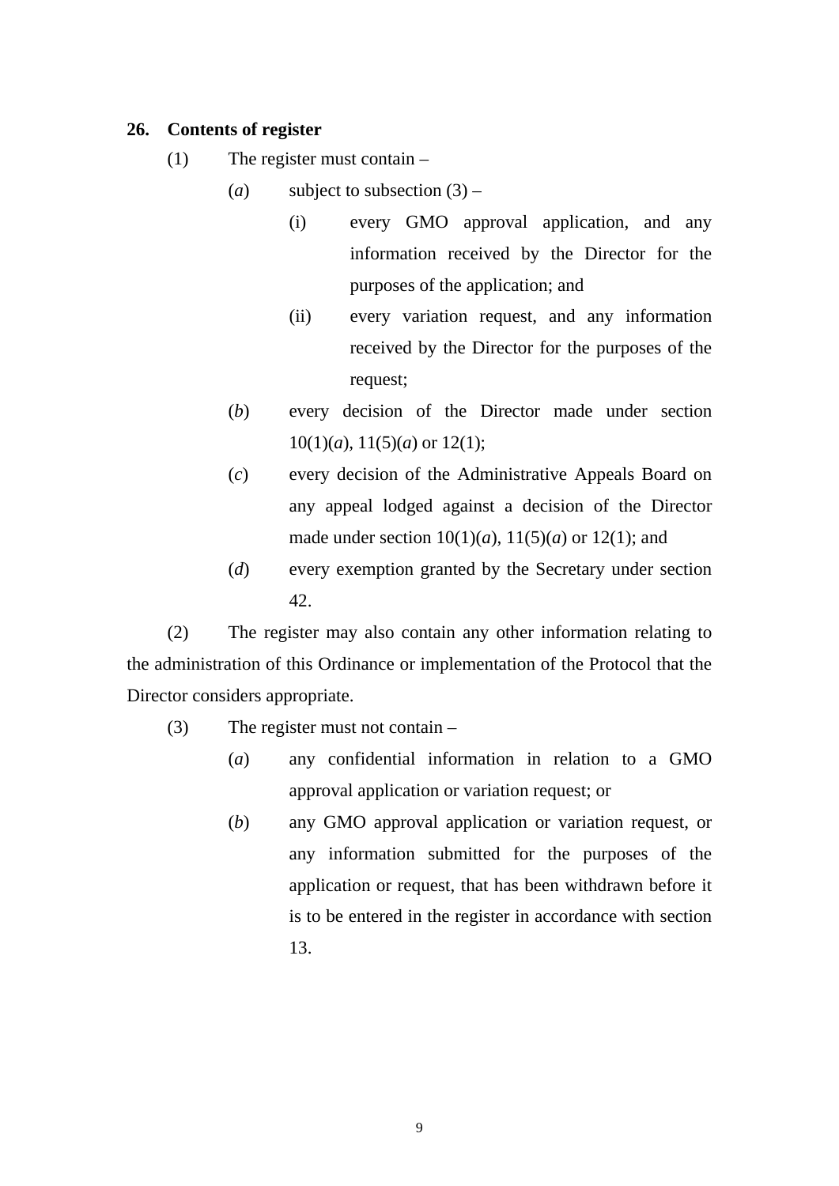**26. Contents of register**

(1) The register must contain –

(*a*) subject to subsection (3) –

(i) every GMO approval application, and any information received by the Director for the purposes of the application; and

(ii) every variation request, and any information received by the Director for the purposes of the request;

(*b*) every decision of the Director made under section 10(1)(*a*), 11(5)(*a*) or 12(1);

(*c*) every decision of the Administrative Appeals Board on any appeal lodged against a decision of the Director made under section 10(1)(*a*), 11(5)(*a*) or 12(1); and

(*d*) every exemption granted by the Secretary under section 42.

(2) The register may also contain any other information relating to the administration of this Ordinance or implementation of the Protocol that the Director considers appropriate.

(3) The register must not contain –

(*a*) any confidential information in relation to a GMO approval application or variation request; or

(*b*) any GMO approval application or variation request, or any information submitted for the purposes of the application or request, that has been withdrawn before it is to be entered in the register in accordance with section 13.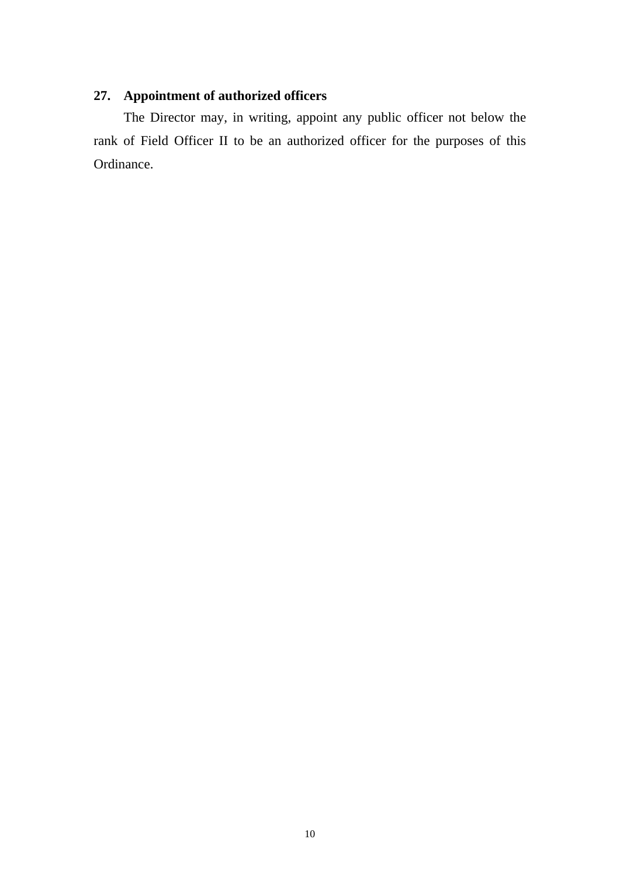**27. Appointment of authorized officers**

The Director may, in writing, appoint any public officer not below the rank of Field Officer II to be an authorized officer for the purposes of this Ordinance.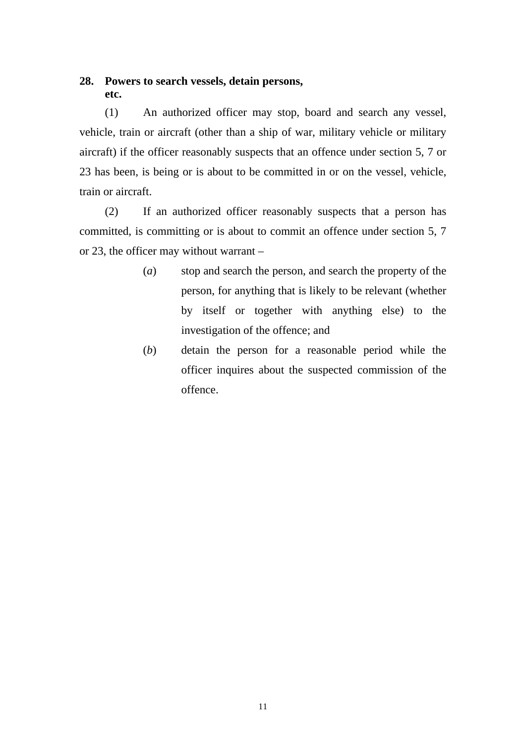**28. Powers to search vessels, detain persons, etc.**

(1) An authorized officer may stop, board and search any vessel, vehicle, train or aircraft (other than a ship of war, military vehicle or military aircraft) if the officer reasonably suspects that an offence under section 5, 7 or 23 has been, is being or is about to be committed in or on the vessel, vehicle, train or aircraft.

(2) If an authorized officer reasonably suspects that a person has committed, is committing or is about to commit an offence under section 5, 7 or 23, the officer may without warrant –

- (*a*) stop and search the person, and search the property of the person, for anything that is likely to be relevant (whether by itself or together with anything else) to the investigation of the offence; and
- (*b*) detain the person for a reasonable period while the officer inquires about the suspected commission of the offence.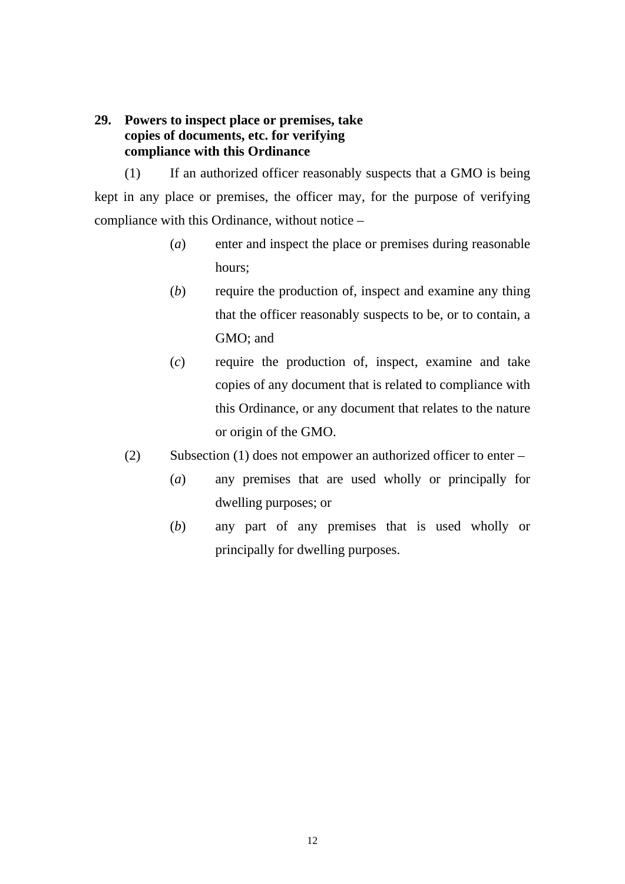**29. Powers to inspect place or premises, take copies of documents, etc. for verifying compliance with this Ordinance**

(1) If an authorized officer reasonably suspects that a GMO is being kept in any place or premises, the officer may, for the purpose of verifying compliance with this Ordinance, without notice –

(*a*) enter and inspect the place or premises during reasonable hours;

(*b*) require the production of, inspect and examine any thing that the officer reasonably suspects to be, or to contain, a GMO; and

(*c*) require the production of, inspect, examine and take copies of any document that is related to compliance with this Ordinance, or any document that relates to the nature or origin of the GMO.

(2) Subsection (1) does not empower an authorized officer to enter –

(*a*) any premises that are used wholly or principally for dwelling purposes; or

(*b*) any part of any premises that is used wholly or principally for dwelling purposes.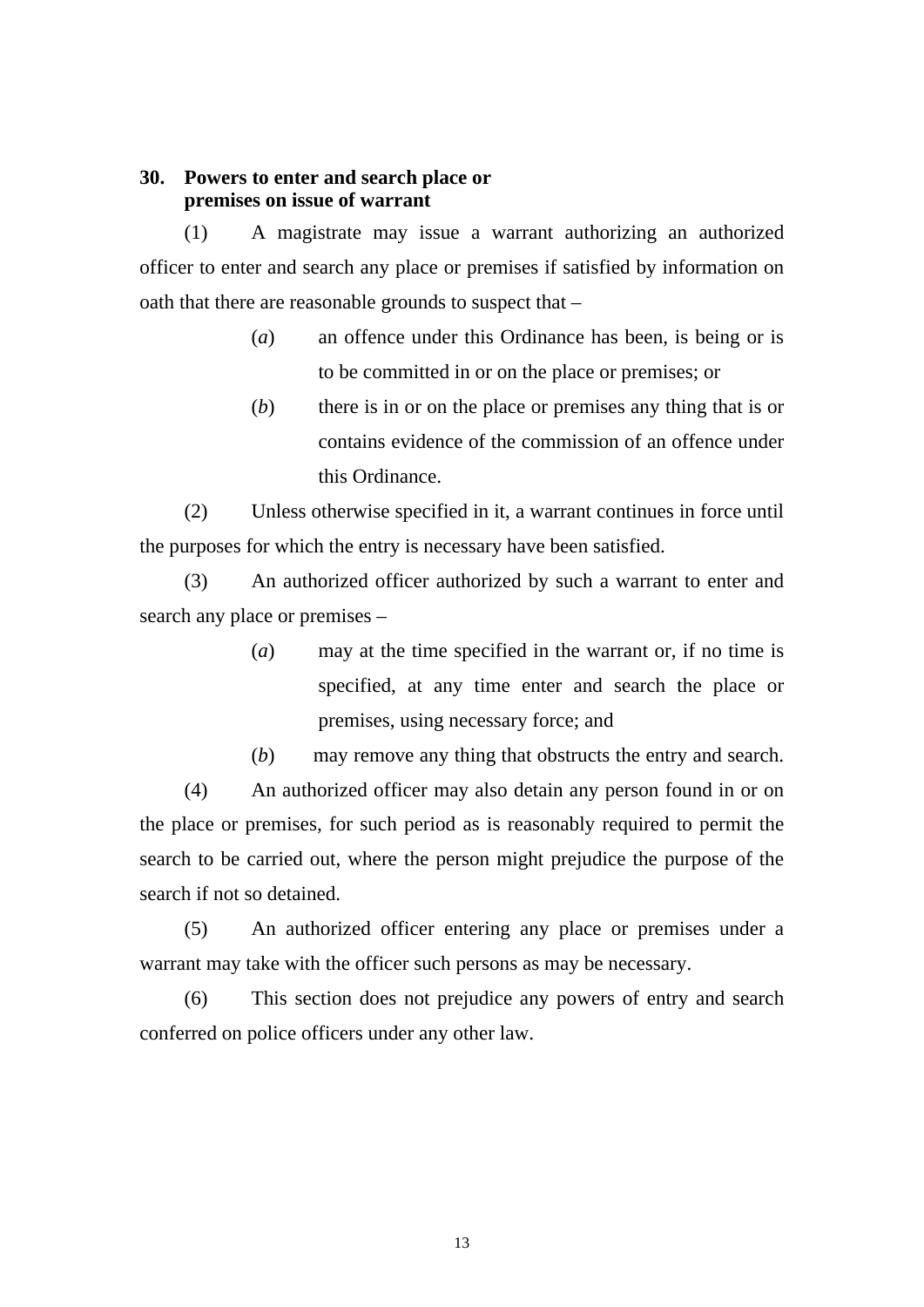**30. Powers to enter and search place or premises on issue of warrant**

(1) A magistrate may issue a warrant authorizing an authorized officer to enter and search any place or premises if satisfied by information on oath that there are reasonable grounds to suspect that –

(*a*) an offence under this Ordinance has been, is being or is to be committed in or on the place or premises; or

(*b*) there is in or on the place or premises any thing that is or contains evidence of the commission of an offence under this Ordinance.

(2) Unless otherwise specified in it, a warrant continues in force until the purposes for which the entry is necessary have been satisfied.

(3) An authorized officer authorized by such a warrant to enter and search any place or premises –

(*a*) may at the time specified in the warrant or, if no time is specified, at any time enter and search the place or premises, using necessary force; and

(*b*) may remove any thing that obstructs the entry and search.

(4) An authorized officer may also detain any person found in or on the place or premises, for such period as is reasonably required to permit the search to be carried out, where the person might prejudice the purpose of the search if not so detained.

(5) An authorized officer entering any place or premises under a warrant may take with the officer such persons as may be necessary.

(6) This section does not prejudice any powers of entry and search conferred on police officers under any other law.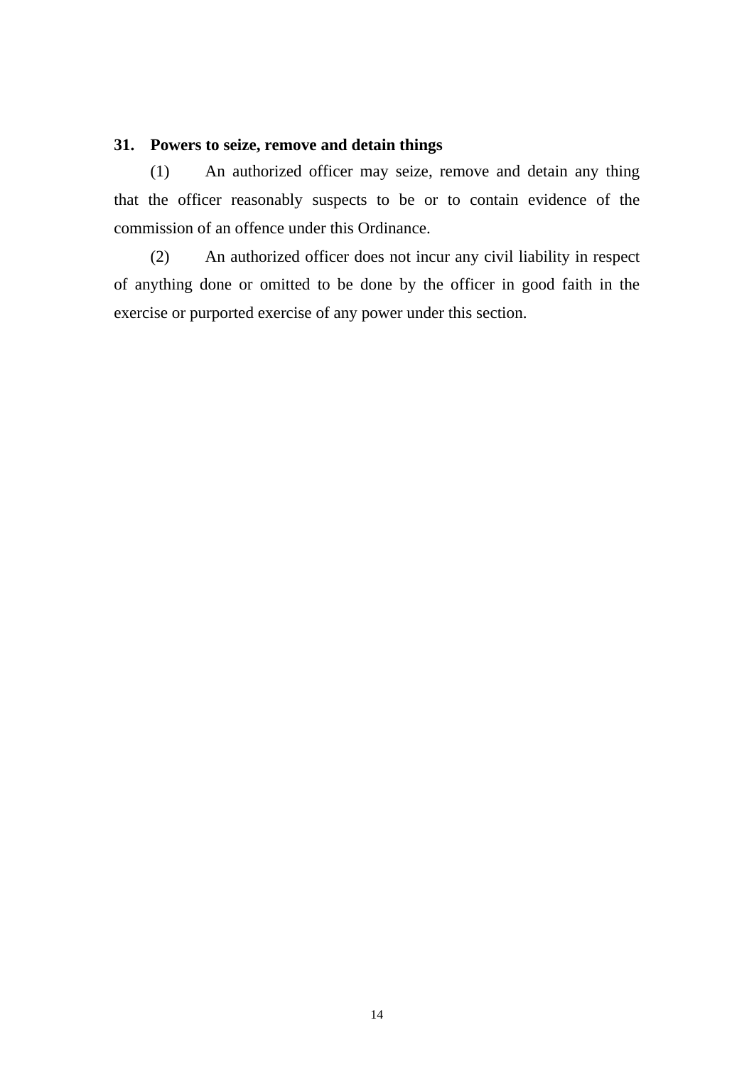**31. Powers to seize, remove and detain things**

(1) An authorized officer may seize, remove and detain any thing that the officer reasonably suspects to be or to contain evidence of the commission of an offence under this Ordinance.

(2) An authorized officer does not incur any civil liability in respect of anything done or omitted to be done by the officer in good faith in the exercise or purported exercise of any power under this section.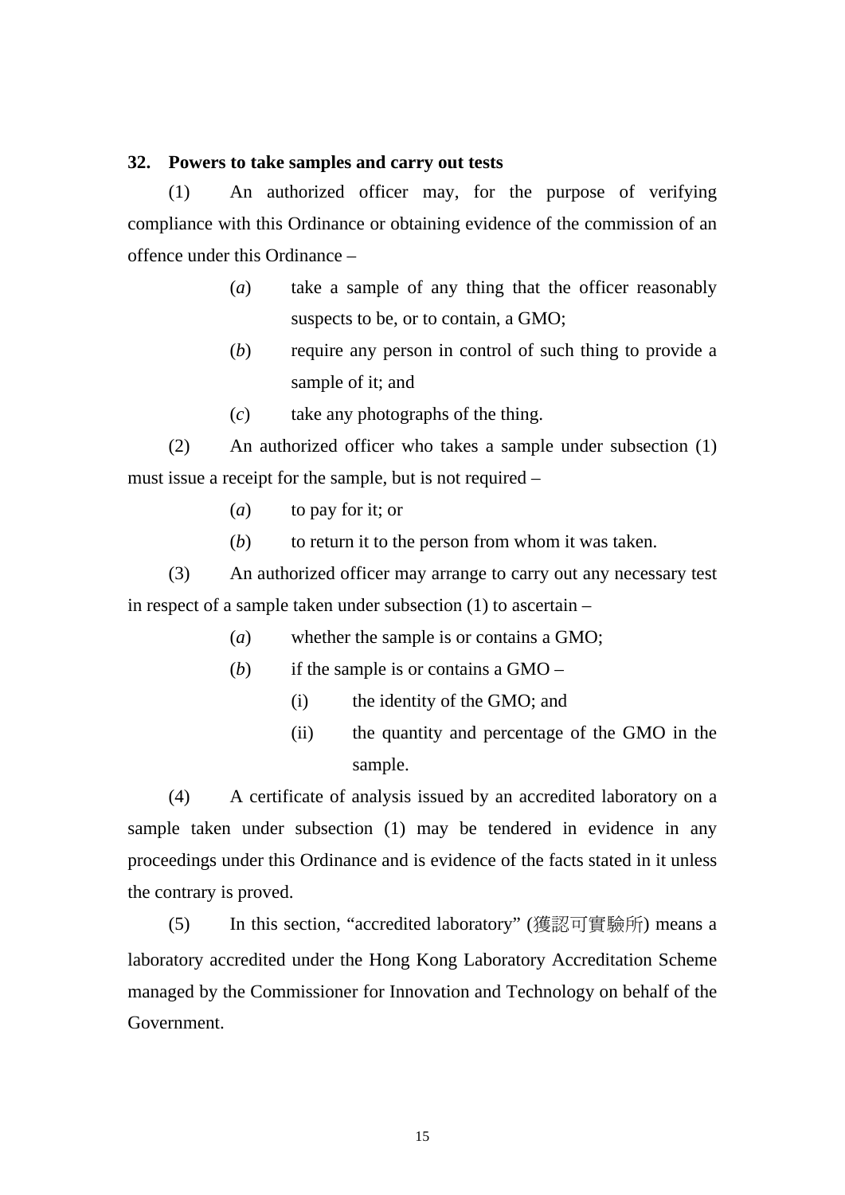**32. Powers to take samples and carry out tests**

(1) An authorized officer may, for the purpose of verifying compliance with this Ordinance or obtaining evidence of the commission of an offence under this Ordinance –

- (*a*) take a sample of any thing that the officer reasonably suspects to be, or to contain, a GMO;
- (*b*) require any person in control of such thing to provide a sample of it; and
- (*c*) take any photographs of the thing.

(2) An authorized officer who takes a sample under subsection (1) must issue a receipt for the sample, but is not required –

- (*a*) to pay for it; or
- (*b*) to return it to the person from whom it was taken.

(3) An authorized officer may arrange to carry out any necessary test in respect of a sample taken under subsection (1) to ascertain –

- (*a*) whether the sample is or contains a GMO;
- (*b*) if the sample is or contains a GMO –
  - (i) the identity of the GMO; and
  - (ii) the quantity and percentage of the GMO in the sample.

(4) A certificate of analysis issued by an accredited laboratory on a sample taken under subsection (1) may be tendered in evidence in any proceedings under this Ordinance and is evidence of the facts stated in it unless the contrary is proved.

(5) In this section, "accredited laboratory" (獲認可實驗所) means a laboratory accredited under the Hong Kong Laboratory Accreditation Scheme managed by the Commissioner for Innovation and Technology on behalf of the Government.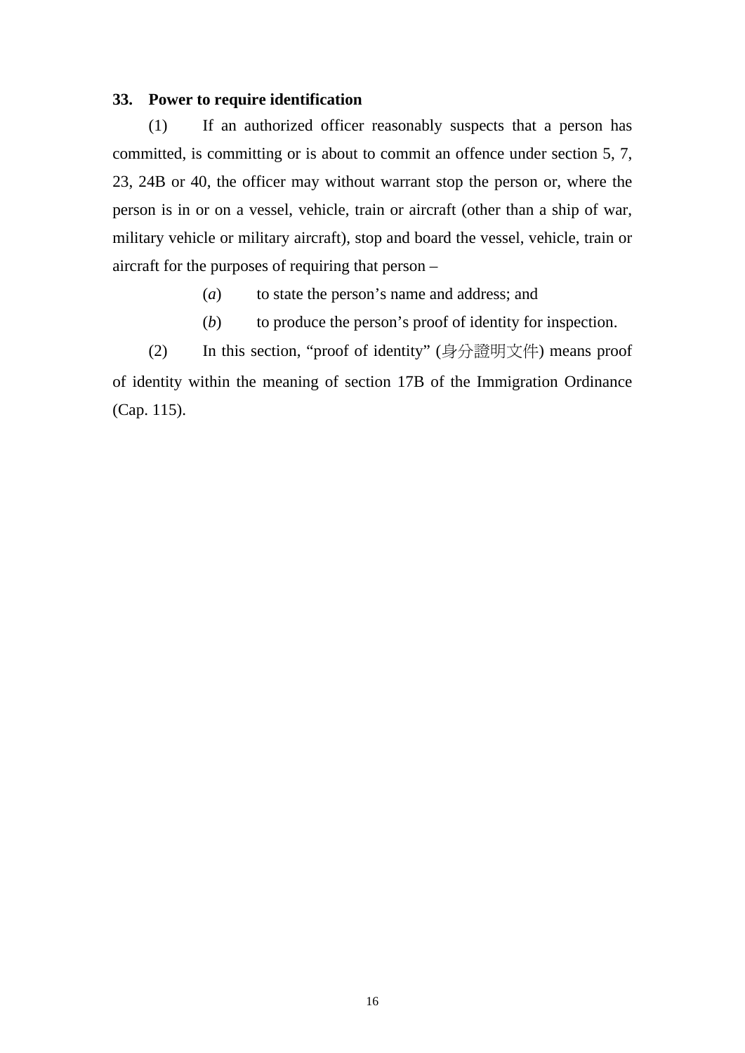**33. Power to require identification**

(1) If an authorized officer reasonably suspects that a person has committed, is committing or is about to commit an offence under section 5, 7, 23, 24B or 40, the officer may without warrant stop the person or, where the person is in or on a vessel, vehicle, train or aircraft (other than a ship of war, military vehicle or military aircraft), stop and board the vessel, vehicle, train or aircraft for the purposes of requiring that person –

(*a*) to state the person's name and address; and

(*b*) to produce the person's proof of identity for inspection.

(2) In this section, "proof of identity" (身分證明文件) means proof of identity within the meaning of section 17B of the Immigration Ordinance (Cap. 115).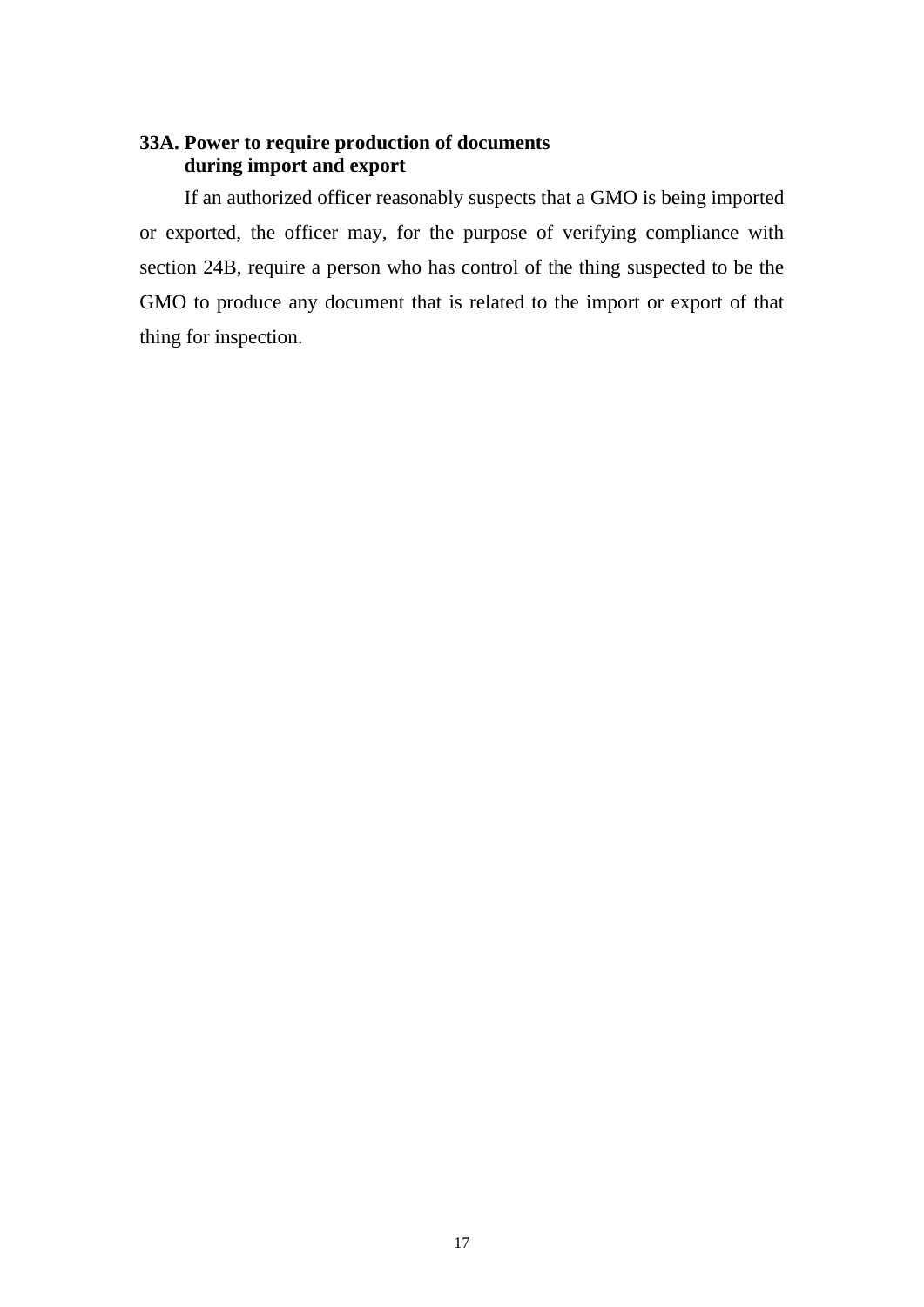**33A. Power to require production of documents during import and export**

If an authorized officer reasonably suspects that a GMO is being imported or exported, the officer may, for the purpose of verifying compliance with section 24B, require a person who has control of the thing suspected to be the GMO to produce any document that is related to the import or export of that thing for inspection.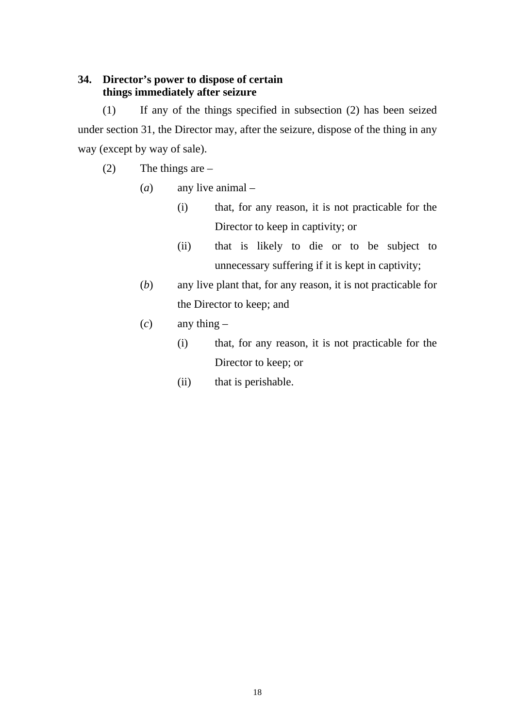**34. Director's power to dispose of certain things immediately after seizure**

(1) If any of the things specified in subsection (2) has been seized under section 31, the Director may, after the seizure, dispose of the thing in any way (except by way of sale).

(2) The things are –

(*a*) any live animal –

(i) that, for any reason, it is not practicable for the Director to keep in captivity; or

(ii) that is likely to die or to be subject to unnecessary suffering if it is kept in captivity;

(*b*) any live plant that, for any reason, it is not practicable for the Director to keep; and

(*c*) any thing –

(i) that, for any reason, it is not practicable for the Director to keep; or

(ii) that is perishable.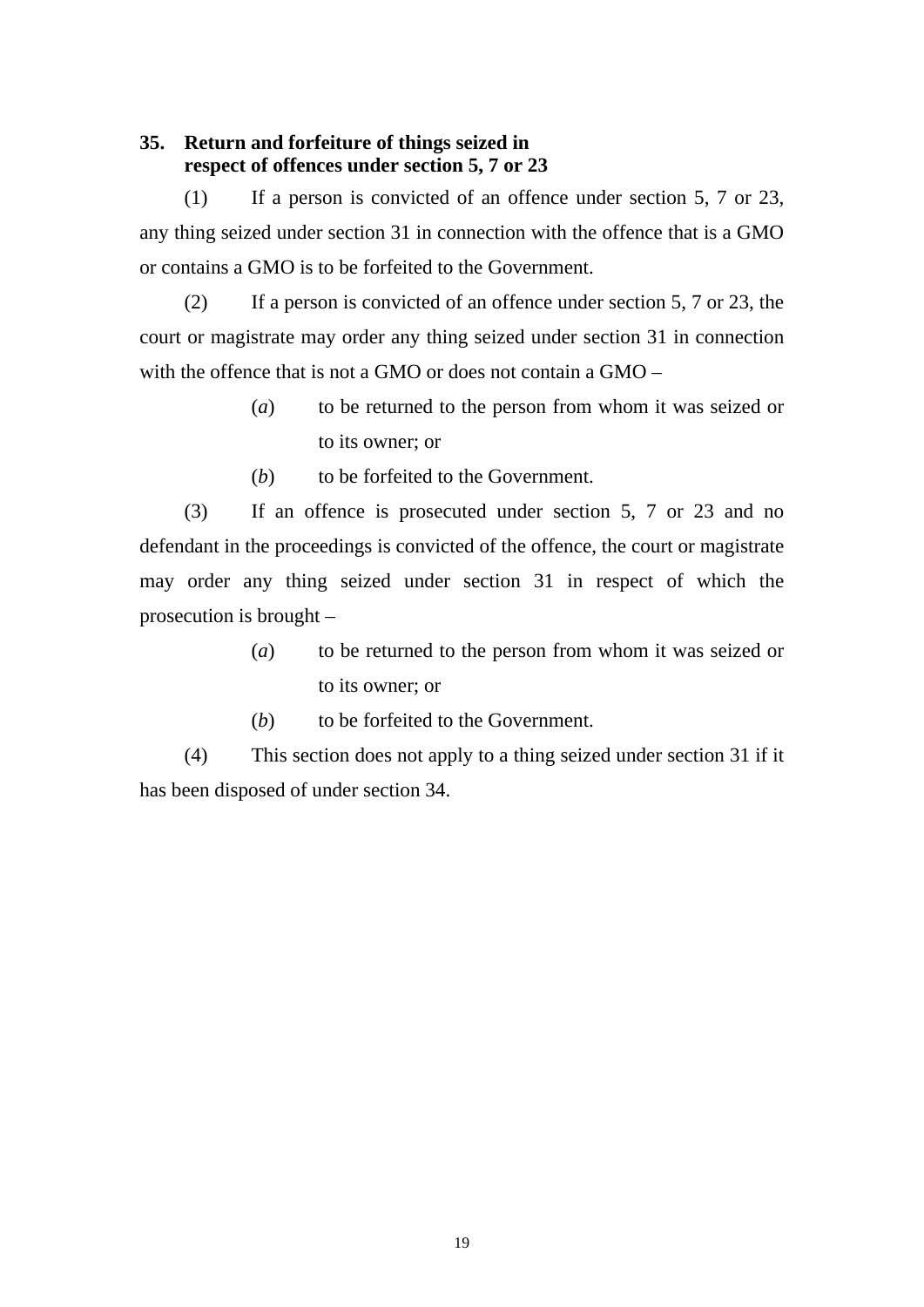**35. Return and forfeiture of things seized in respect of offences under section 5, 7 or 23**

(1) If a person is convicted of an offence under section 5, 7 or 23, any thing seized under section 31 in connection with the offence that is a GMO or contains a GMO is to be forfeited to the Government.

(2) If a person is convicted of an offence under section 5, 7 or 23, the court or magistrate may order any thing seized under section 31 in connection with the offence that is not a GMO or does not contain a GMO –

(*a*) to be returned to the person from whom it was seized or to its owner; or

(*b*) to be forfeited to the Government.

(3) If an offence is prosecuted under section 5, 7 or 23 and no defendant in the proceedings is convicted of the offence, the court or magistrate may order any thing seized under section 31 in respect of which the prosecution is brought –

(*a*) to be returned to the person from whom it was seized or to its owner; or

(*b*) to be forfeited to the Government.

(4) This section does not apply to a thing seized under section 31 if it has been disposed of under section 34.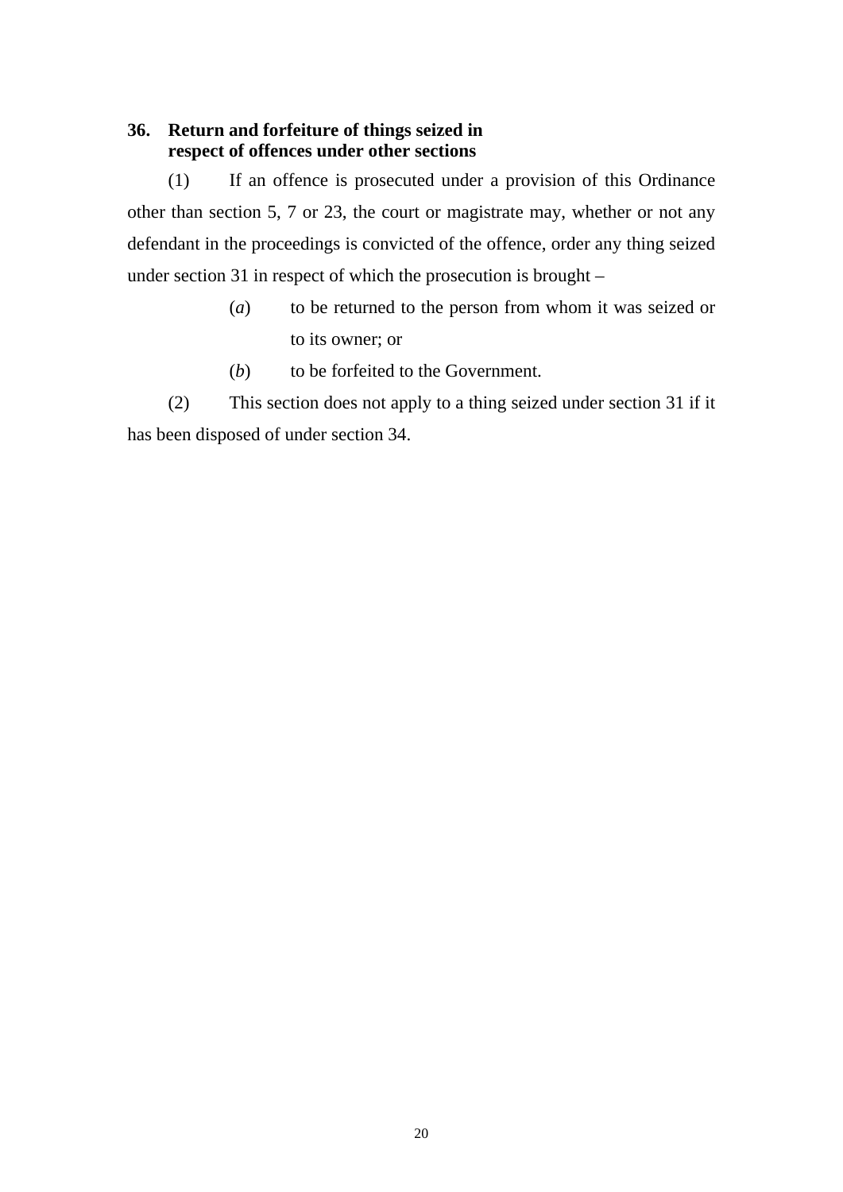**36. Return and forfeiture of things seized in respect of offences under other sections**

(1) If an offence is prosecuted under a provision of this Ordinance other than section 5, 7 or 23, the court or magistrate may, whether or not any defendant in the proceedings is convicted of the offence, order any thing seized under section 31 in respect of which the prosecution is brought –

(*a*) to be returned to the person from whom it was seized or to its owner; or

(*b*) to be forfeited to the Government.

(2) This section does not apply to a thing seized under section 31 if it has been disposed of under section 34.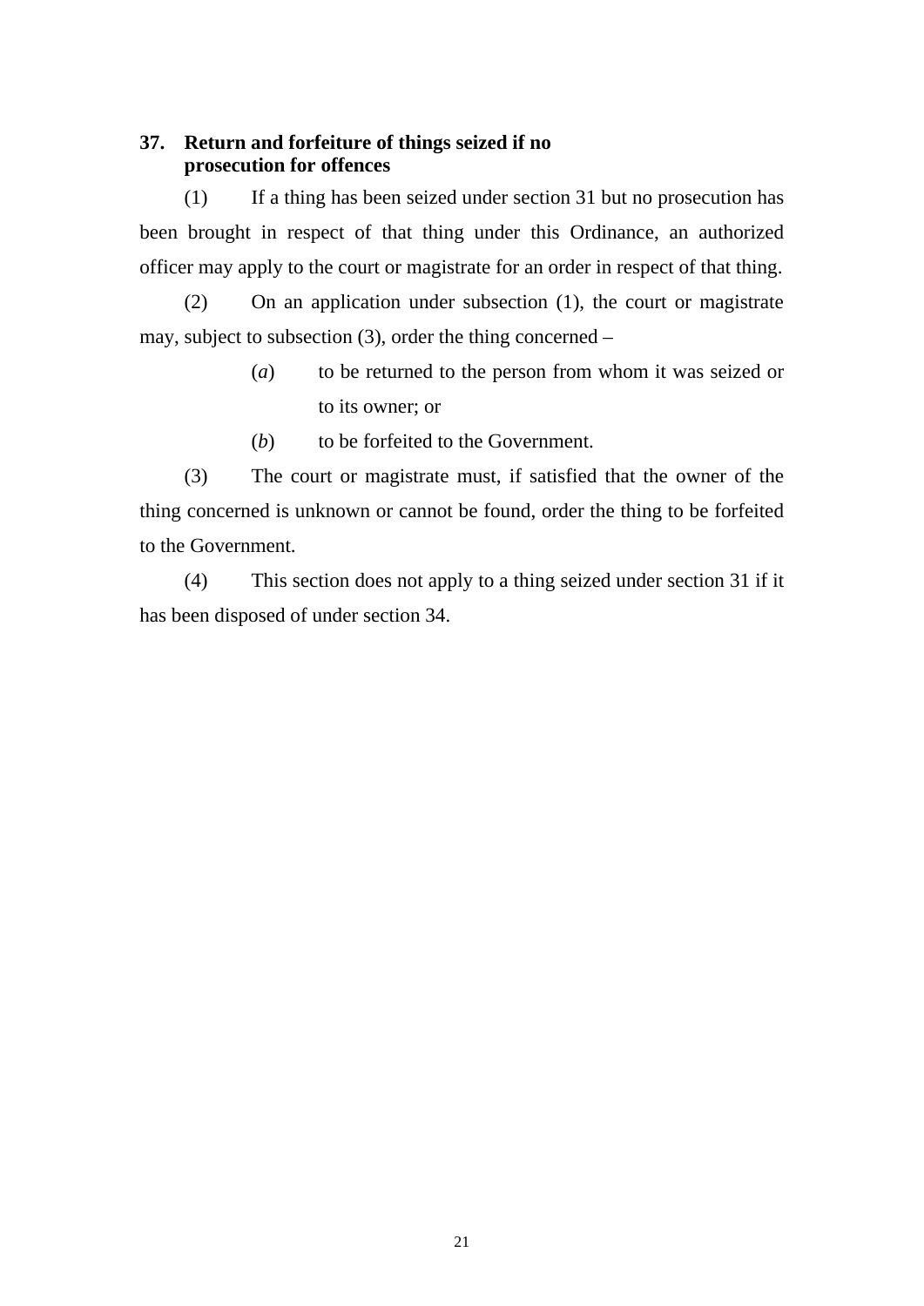**37. Return and forfeiture of things seized if no prosecution for offences**

(1) If a thing has been seized under section 31 but no prosecution has been brought in respect of that thing under this Ordinance, an authorized officer may apply to the court or magistrate for an order in respect of that thing.

(2) On an application under subsection (1), the court or magistrate may, subject to subsection (3), order the thing concerned –

(*a*) to be returned to the person from whom it was seized or to its owner; or

(*b*) to be forfeited to the Government.

(3) The court or magistrate must, if satisfied that the owner of the thing concerned is unknown or cannot be found, order the thing to be forfeited to the Government.

(4) This section does not apply to a thing seized under section 31 if it has been disposed of under section 34.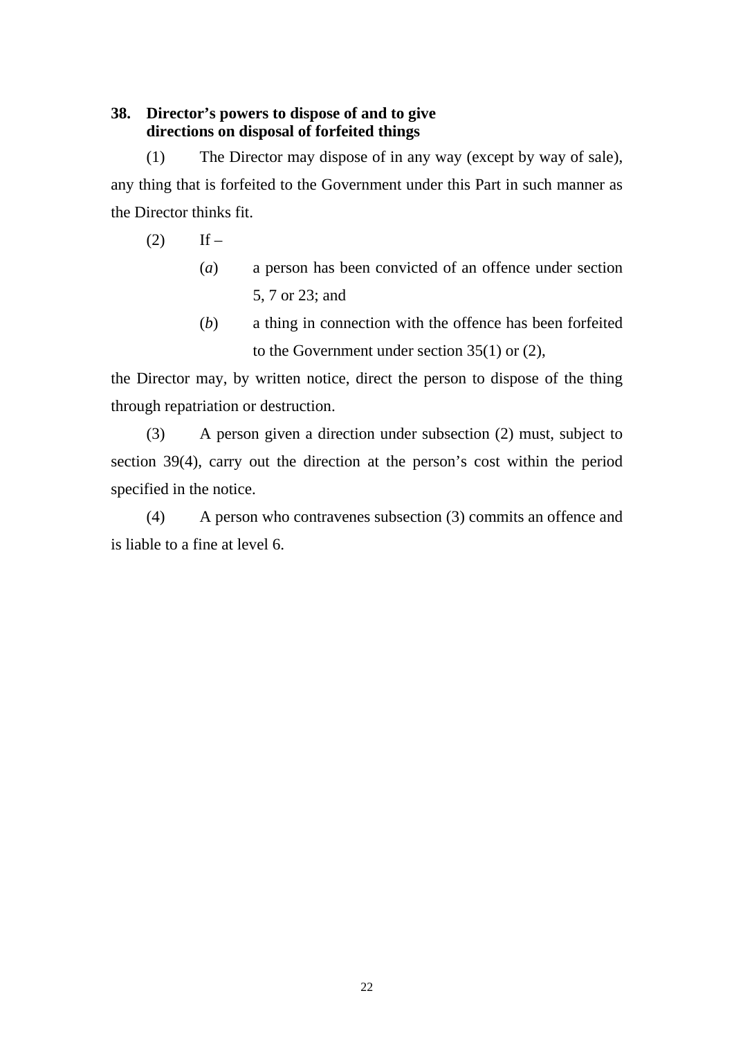**38. Director’s powers to dispose of and to give directions on disposal of forfeited things**

(1) The Director may dispose of in any way (except by way of sale), any thing that is forfeited to the Government under this Part in such manner as the Director thinks fit.

(2) If –

- (*a*) a person has been convicted of an offence under section 5, 7 or 23; and
- (*b*) a thing in connection with the offence has been forfeited to the Government under section 35(1) or (2),

the Director may, by written notice, direct the person to dispose of the thing through repatriation or destruction.

(3) A person given a direction under subsection (2) must, subject to section 39(4), carry out the direction at the person’s cost within the period specified in the notice.

(4) A person who contravenes subsection (3) commits an offence and is liable to a fine at level 6.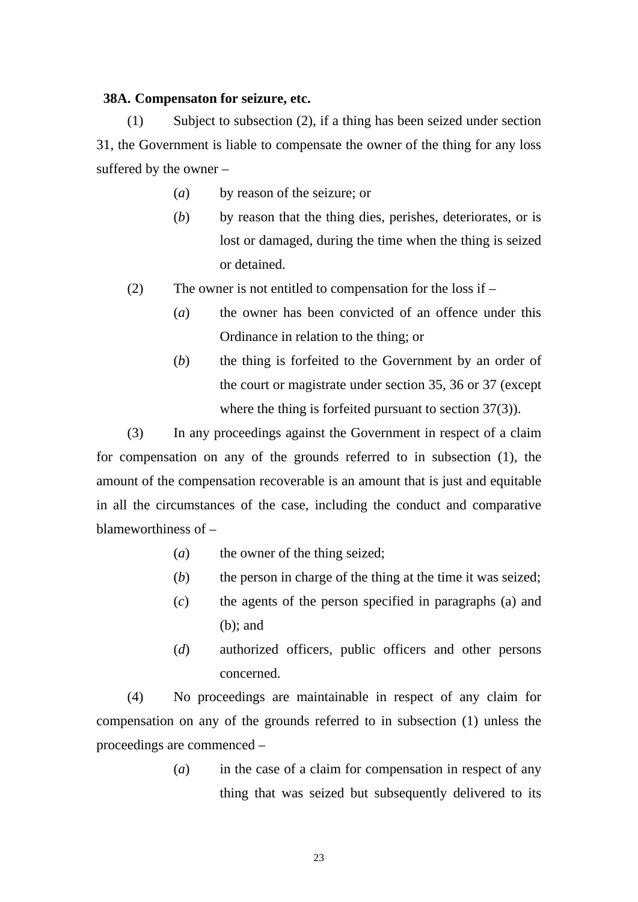**38A. Compensaton for seizure, etc.**

(1) Subject to subsection (2), if a thing has been seized under section 31, the Government is liable to compensate the owner of the thing for any loss suffered by the owner –

(*a*) by reason of the seizure; or

(*b*) by reason that the thing dies, perishes, deteriorates, or is lost or damaged, during the time when the thing is seized or detained.

(2) The owner is not entitled to compensation for the loss if –

(*a*) the owner has been convicted of an offence under this Ordinance in relation to the thing; or

(*b*) the thing is forfeited to the Government by an order of the court or magistrate under section 35, 36 or 37 (except where the thing is forfeited pursuant to section 37(3)).

(3) In any proceedings against the Government in respect of a claim for compensation on any of the grounds referred to in subsection (1), the amount of the compensation recoverable is an amount that is just and equitable in all the circumstances of the case, including the conduct and comparative blameworthiness of –

(*a*) the owner of the thing seized;

(*b*) the person in charge of the thing at the time it was seized;

(*c*) the agents of the person specified in paragraphs (a) and (b); and

(*d*) authorized officers, public officers and other persons concerned.

(4) No proceedings are maintainable in respect of any claim for compensation on any of the grounds referred to in subsection (1) unless the proceedings are commenced –

(*a*) in the case of a claim for compensation in respect of any thing that was seized but subsequently delivered to its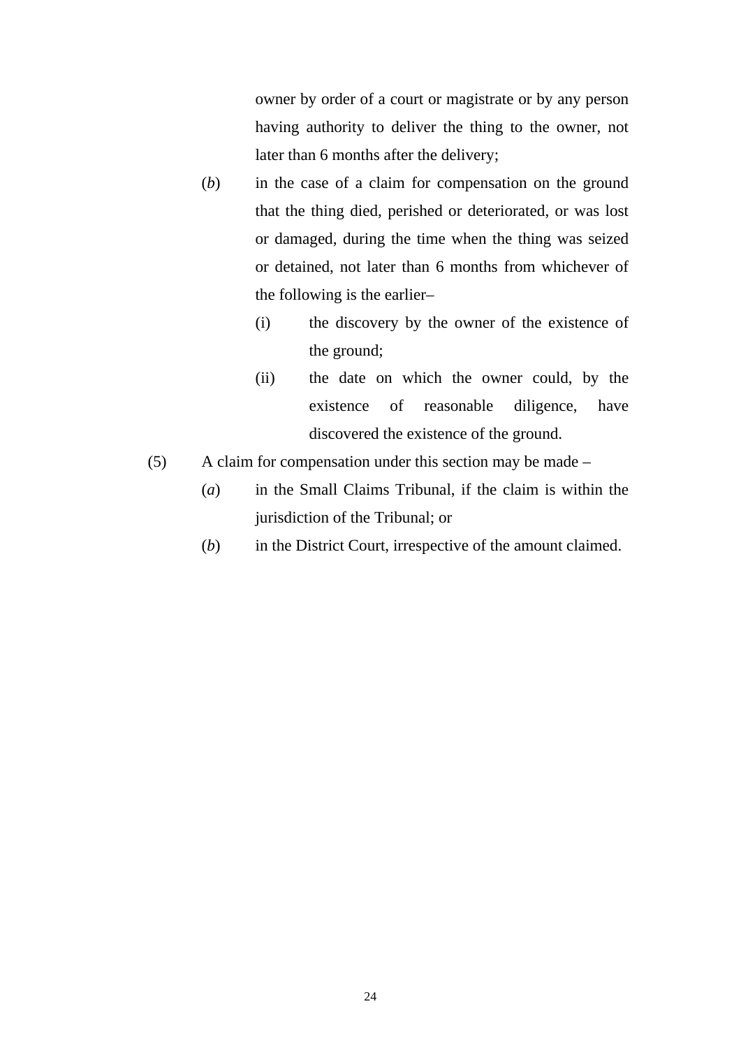owner by order of a court or magistrate or by any person having authority to deliver the thing to the owner, not later than 6 months after the delivery;

(*b*) in the case of a claim for compensation on the ground that the thing died, perished or deteriorated, or was lost or damaged, during the time when the thing was seized or detained, not later than 6 months from whichever of the following is the earlier–

(i) the discovery by the owner of the existence of the ground;

(ii) the date on which the owner could, by the existence of reasonable diligence, have discovered the existence of the ground.

(5) A claim for compensation under this section may be made –

(*a*) in the Small Claims Tribunal, if the claim is within the jurisdiction of the Tribunal; or

(*b*) in the District Court, irrespective of the amount claimed.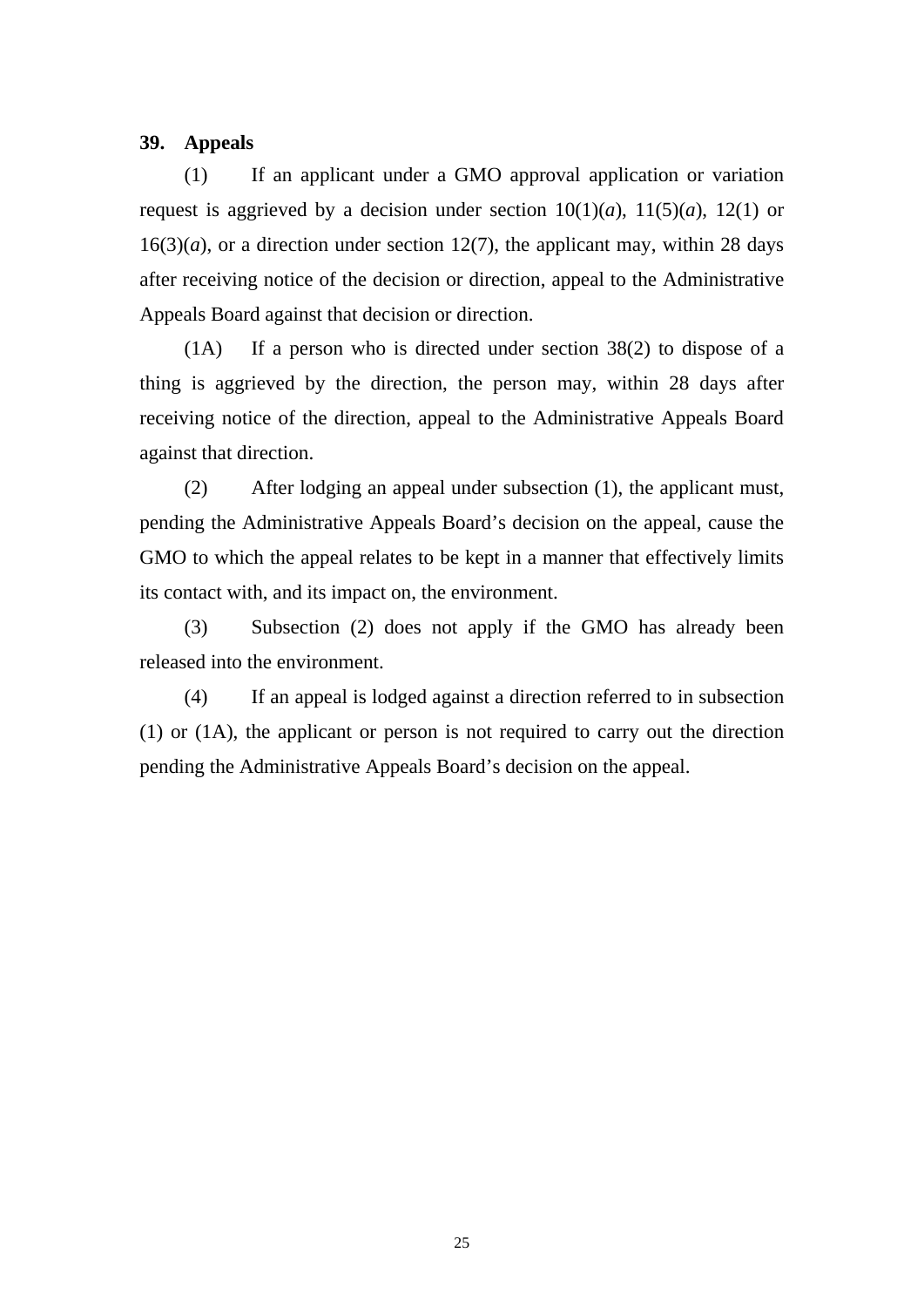**39. Appeals**

(1) If an applicant under a GMO approval application or variation request is aggrieved by a decision under section 10(1)(*a*), 11(5)(*a*), 12(1) or 16(3)(*a*), or a direction under section 12(7), the applicant may, within 28 days after receiving notice of the decision or direction, appeal to the Administrative Appeals Board against that decision or direction.

(1A) If a person who is directed under section 38(2) to dispose of a thing is aggrieved by the direction, the person may, within 28 days after receiving notice of the direction, appeal to the Administrative Appeals Board against that direction.

(2) After lodging an appeal under subsection (1), the applicant must, pending the Administrative Appeals Board's decision on the appeal, cause the GMO to which the appeal relates to be kept in a manner that effectively limits its contact with, and its impact on, the environment.

(3) Subsection (2) does not apply if the GMO has already been released into the environment.

(4) If an appeal is lodged against a direction referred to in subsection (1) or (1A), the applicant or person is not required to carry out the direction pending the Administrative Appeals Board's decision on the appeal.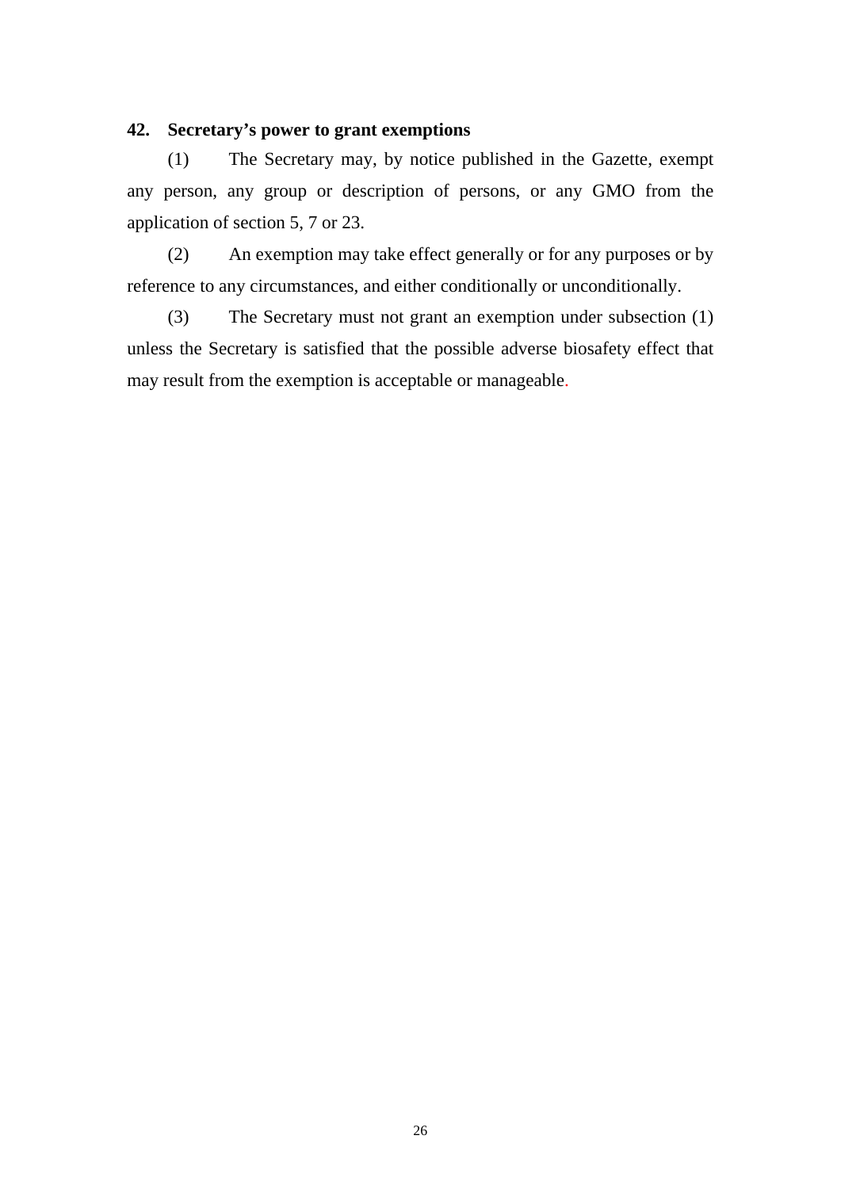**42. Secretary's power to grant exemptions**

(1) The Secretary may, by notice published in the Gazette, exempt any person, any group or description of persons, or any GMO from the application of section 5, 7 or 23.

(2) An exemption may take effect generally or for any purposes or by reference to any circumstances, and either conditionally or unconditionally.

(3) The Secretary must not grant an exemption under subsection (1) unless the Secretary is satisfied that the possible adverse biosafety effect that may result from the exemption is acceptable or manageable.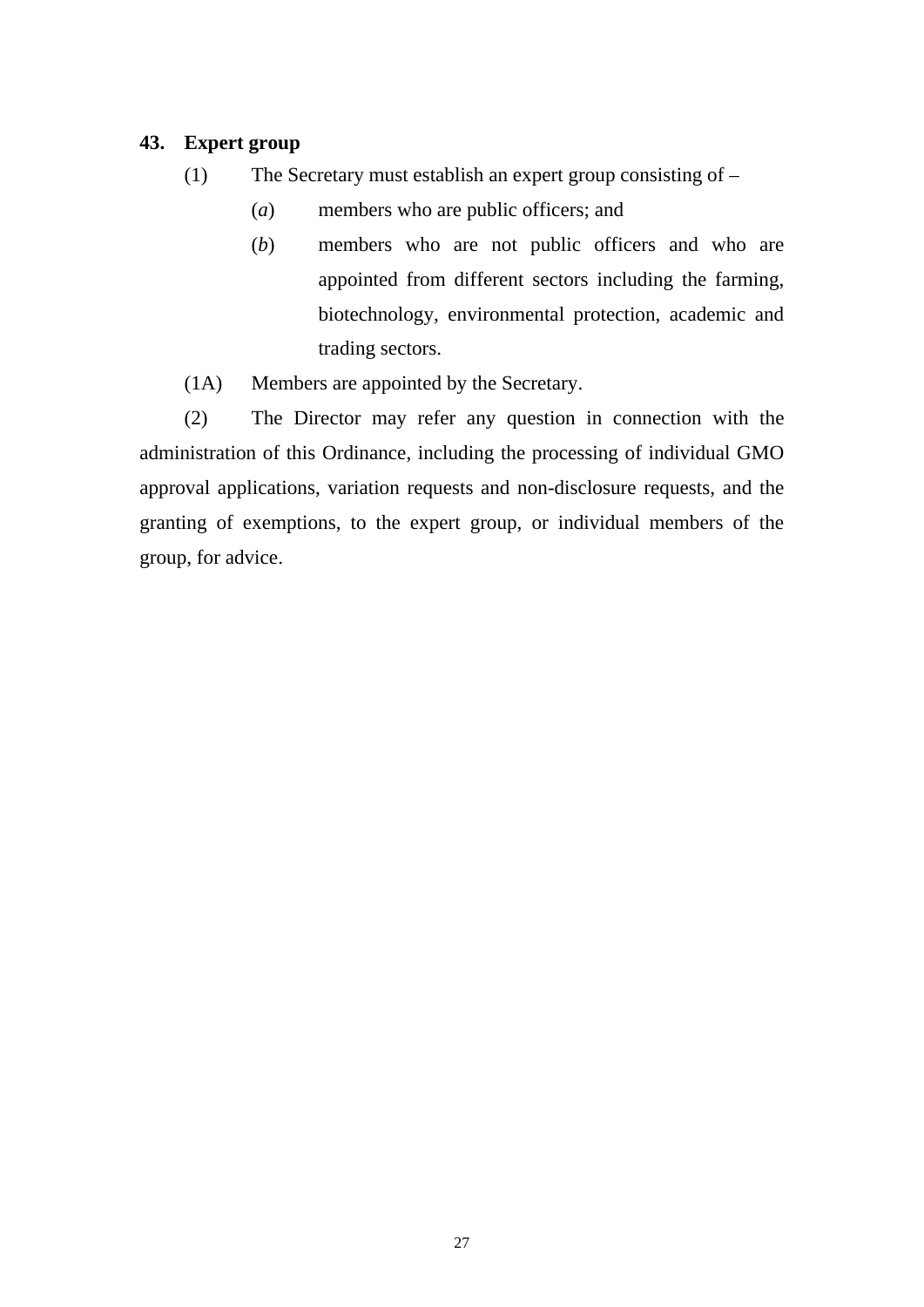**43. Expert group**

(1) The Secretary must establish an expert group consisting of –

(*a*) members who are public officers; and

(*b*) members who are not public officers and who are appointed from different sectors including the farming, biotechnology, environmental protection, academic and trading sectors.

(1A) Members are appointed by the Secretary.

(2) The Director may refer any question in connection with the administration of this Ordinance, including the processing of individual GMO approval applications, variation requests and non-disclosure requests, and the granting of exemptions, to the expert group, or individual members of the group, for advice.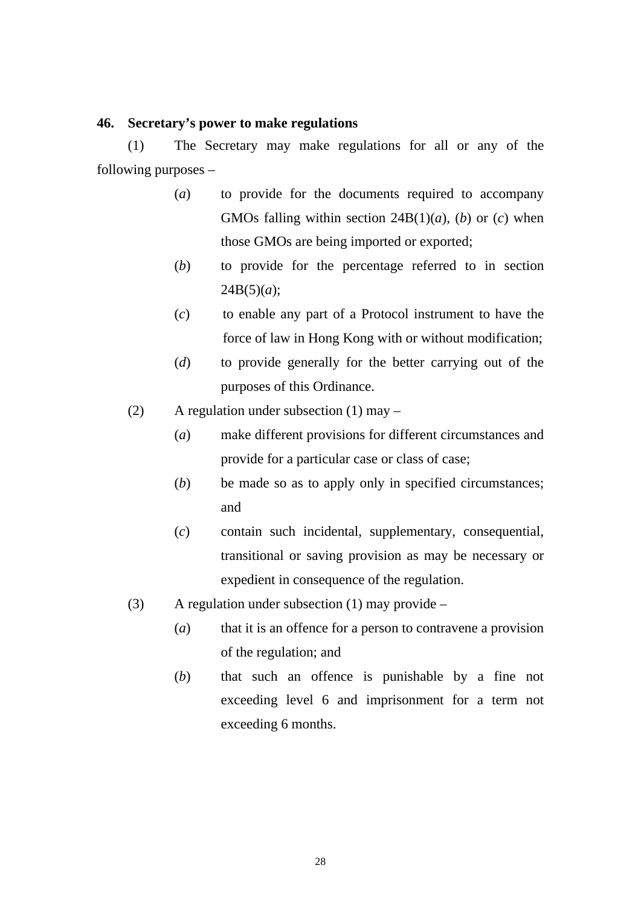**46. Secretary's power to make regulations**

(1) The Secretary may make regulations for all or any of the following purposes –

(*a*) to provide for the documents required to accompany GMOs falling within section 24B(1)(*a*), (*b*) or (*c*) when those GMOs are being imported or exported;

(*b*) to provide for the percentage referred to in section 24B(5)(*a*);

(*c*) to enable any part of a Protocol instrument to have the force of law in Hong Kong with or without modification;

(*d*) to provide generally for the better carrying out of the purposes of this Ordinance.

(2) A regulation under subsection (1) may –

(*a*) make different provisions for different circumstances and provide for a particular case or class of case;

(*b*) be made so as to apply only in specified circumstances; and

(*c*) contain such incidental, supplementary, consequential, transitional or saving provision as may be necessary or expedient in consequence of the regulation.

(3) A regulation under subsection (1) may provide –

(*a*) that it is an offence for a person to contravene a provision of the regulation; and

(*b*) that such an offence is punishable by a fine not exceeding level 6 and imprisonment for a term not exceeding 6 months.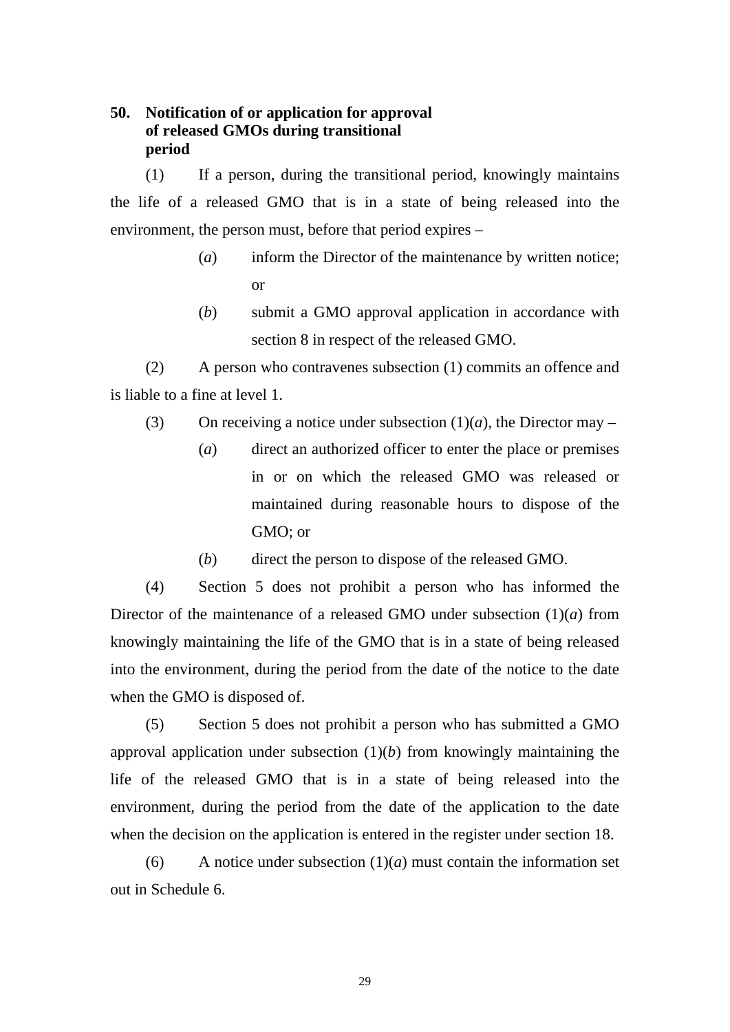### 50. Notification of or application for approval of released GMOs during transitional period

(1) If a person, during the transitional period, knowingly maintains the life of a released GMO that is in a state of being released into the environment, the person must, before that period expires –

(*a*) inform the Director of the maintenance by written notice; or

(*b*) submit a GMO approval application in accordance with section 8 in respect of the released GMO.

(2) A person who contravenes subsection (1) commits an offence and is liable to a fine at level 1.

(3) On receiving a notice under subsection (1)(*a*), the Director may –

(*a*) direct an authorized officer to enter the place or premises in or on which the released GMO was released or maintained during reasonable hours to dispose of the GMO; or

(*b*) direct the person to dispose of the released GMO.

(4) Section 5 does not prohibit a person who has informed the Director of the maintenance of a released GMO under subsection (1)(*a*) from knowingly maintaining the life of the GMO that is in a state of being released into the environment, during the period from the date of the notice to the date when the GMO is disposed of.

(5) Section 5 does not prohibit a person who has submitted a GMO approval application under subsection (1)(*b*) from knowingly maintaining the life of the released GMO that is in a state of being released into the environment, during the period from the date of the application to the date when the decision on the application is entered in the register under section 18.

(6) A notice under subsection (1)(*a*) must contain the information set out in Schedule 6.